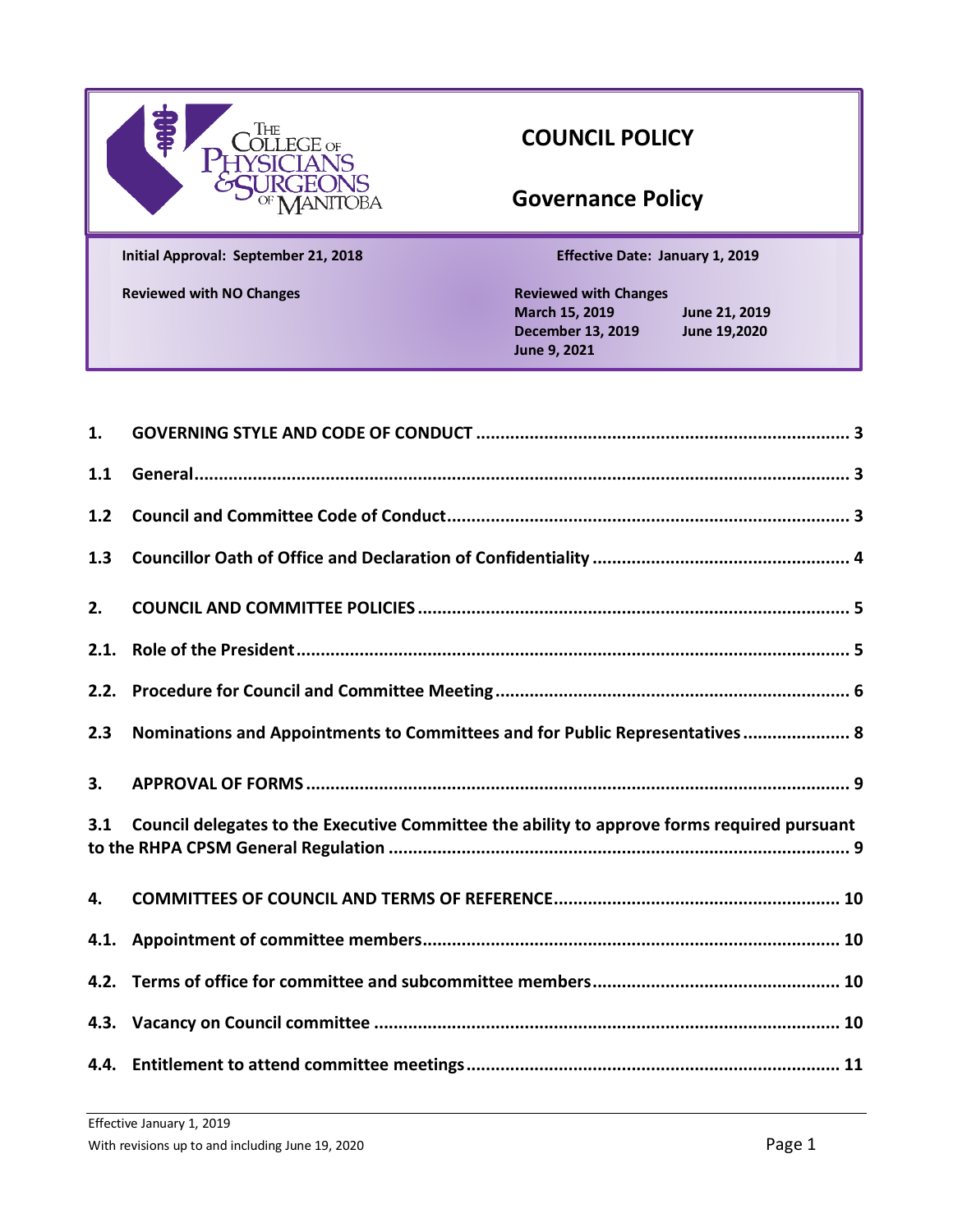# COUNCIL POLICY

## Governance Policy

| Initial Approval: September 21, 2018 | Effective Date: January 1, 2019 | |
|---|---|---|
| Reviewed with NO Changes | Reviewed with Changes | |
| | March 15, 2019 | June 21, 2019 |
| | December 13, 2019 | June 19,2020 |
| | June 9, 2021 | |

**1. GOVERNING STYLE AND CODE OF CONDUCT** .......... 3

**1.1 General** .......... 3

**1.2 Council and Committee Code of Conduct** .......... 3

**1.3 Councillor Oath of Office and Declaration of Confidentiality** .......... 4

**2. COUNCIL AND COMMITTEE POLICIES** .......... 5

**2.1. Role of the President** .......... 5

**2.2. Procedure for Council and Committee Meeting** .......... 6

**2.3 Nominations and Appointments to Committees and for Public Representatives** .......... 8

**3. APPROVAL OF FORMS** .......... 9

**3.1 Council delegates to the Executive Committee the ability to approve forms required pursuant to the RHPA CPSM General Regulation** .......... 9

**4. COMMITTEES OF COUNCIL AND TERMS OF REFERENCE** .......... 10

**4.1. Appointment of committee members** .......... 10

**4.2. Terms of office for committee and subcommittee members** .......... 10

**4.3. Vacancy on Council committee** .......... 10

**4.4. Entitlement to attend committee meetings** .......... 11

Effective January 1, 2019
With revisions up to and including June 19, 2020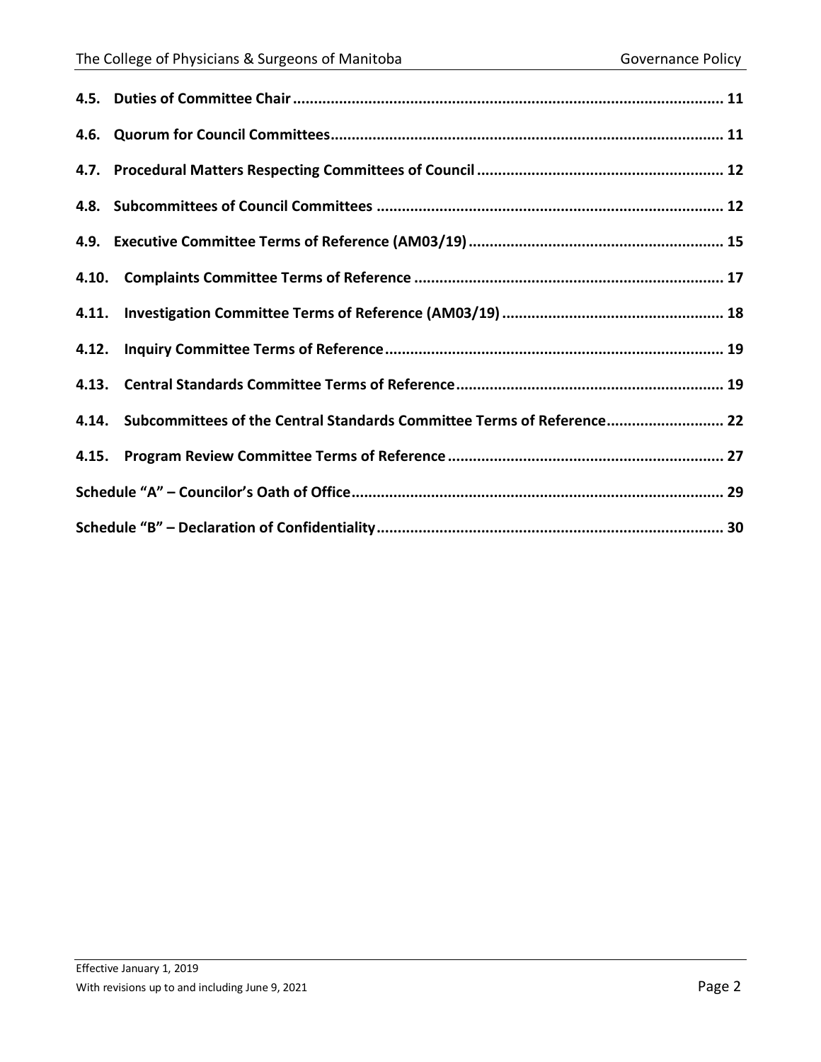**4.5. Duties of Committee Chair** .......... 11

**4.6. Quorum for Council Committees** .......... 11

**4.7. Procedural Matters Respecting Committees of Council** .......... 12

**4.8. Subcommittees of Council Committees** .......... 12

**4.9. Executive Committee Terms of Reference (AM03/19)** .......... 15

**4.10. Complaints Committee Terms of Reference** .......... 17

**4.11. Investigation Committee Terms of Reference (AM03/19)** .......... 18

**4.12. Inquiry Committee Terms of Reference** .......... 19

**4.13. Central Standards Committee Terms of Reference** .......... 19

**4.14. Subcommittees of the Central Standards Committee Terms of Reference** .......... 22

**4.15. Program Review Committee Terms of Reference** .......... 27

**Schedule "A" – Councilor's Oath of Office** .......... 29

**Schedule "B" – Declaration of Confidentiality** .......... 30

Effective January 1, 2019
With revisions up to and including June 9, 2021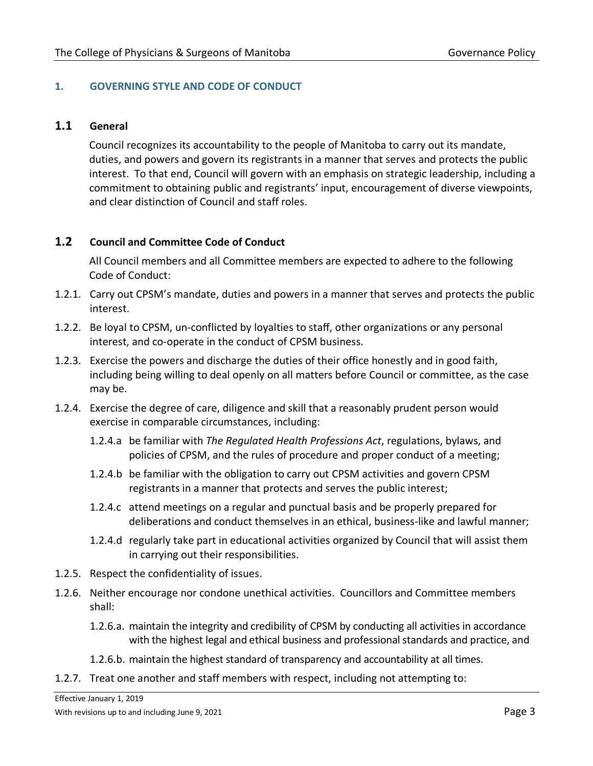## 1. GOVERNING STYLE AND CODE OF CONDUCT

### 1.1 General

Council recognizes its accountability to the people of Manitoba to carry out its mandate, duties, and powers and govern its registrants in a manner that serves and protects the public interest. To that end, Council will govern with an emphasis on strategic leadership, including a commitment to obtaining public and registrants' input, encouragement of diverse viewpoints, and clear distinction of Council and staff roles.

### 1.2 Council and Committee Code of Conduct

All Council members and all Committee members are expected to adhere to the following Code of Conduct:

1.2.1. Carry out CPSM's mandate, duties and powers in a manner that serves and protects the public interest.

1.2.2. Be loyal to CPSM, un-conflicted by loyalties to staff, other organizations or any personal interest, and co-operate in the conduct of CPSM business.

1.2.3. Exercise the powers and discharge the duties of their office honestly and in good faith, including being willing to deal openly on all matters before Council or committee, as the case may be.

1.2.4. Exercise the degree of care, diligence and skill that a reasonably prudent person would exercise in comparable circumstances, including:

- 1.2.4.a be familiar with *The Regulated Health Professions Act*, regulations, bylaws, and policies of CPSM, and the rules of procedure and proper conduct of a meeting;
- 1.2.4.b be familiar with the obligation to carry out CPSM activities and govern CPSM registrants in a manner that protects and serves the public interest;
- 1.2.4.c attend meetings on a regular and punctual basis and be properly prepared for deliberations and conduct themselves in an ethical, business-like and lawful manner;
- 1.2.4.d regularly take part in educational activities organized by Council that will assist them in carrying out their responsibilities.

1.2.5. Respect the confidentiality of issues.

1.2.6. Neither encourage nor condone unethical activities. Councillors and Committee members shall:

- 1.2.6.a. maintain the integrity and credibility of CPSM by conducting all activities in accordance with the highest legal and ethical business and professional standards and practice, and
- 1.2.6.b. maintain the highest standard of transparency and accountability at all times.

1.2.7. Treat one another and staff members with respect, including not attempting to: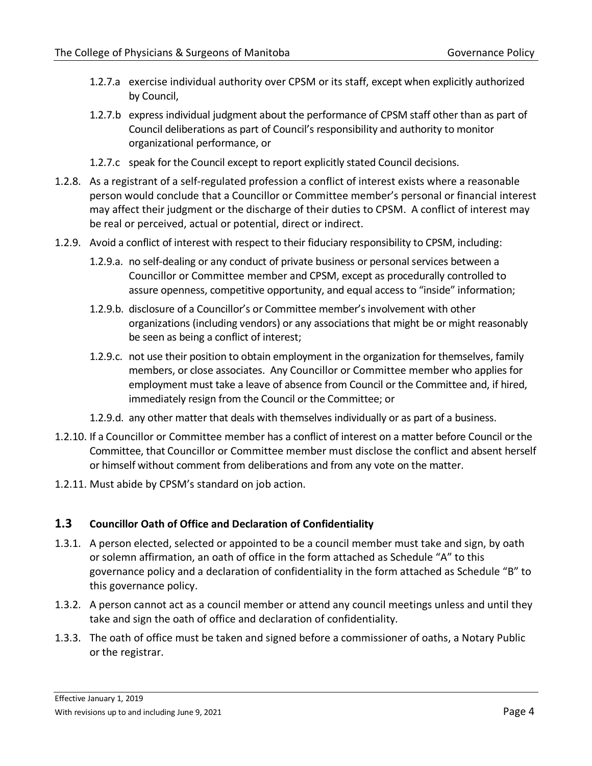- 1.2.7.a exercise individual authority over CPSM or its staff, except when explicitly authorized by Council,
- 1.2.7.b express individual judgment about the performance of CPSM staff other than as part of Council deliberations as part of Council's responsibility and authority to monitor organizational performance, or
- 1.2.7.c speak for the Council except to report explicitly stated Council decisions.

1.2.8. As a registrant of a self-regulated profession a conflict of interest exists where a reasonable person would conclude that a Councillor or Committee member's personal or financial interest may affect their judgment or the discharge of their duties to CPSM. A conflict of interest may be real or perceived, actual or potential, direct or indirect.

1.2.9. Avoid a conflict of interest with respect to their fiduciary responsibility to CPSM, including:

- 1.2.9.a. no self-dealing or any conduct of private business or personal services between a Councillor or Committee member and CPSM, except as procedurally controlled to assure openness, competitive opportunity, and equal access to "inside" information;
- 1.2.9.b. disclosure of a Councillor's or Committee member's involvement with other organizations (including vendors) or any associations that might be or might reasonably be seen as being a conflict of interest;
- 1.2.9.c. not use their position to obtain employment in the organization for themselves, family members, or close associates. Any Councillor or Committee member who applies for employment must take a leave of absence from Council or the Committee and, if hired, immediately resign from the Council or the Committee; or
- 1.2.9.d. any other matter that deals with themselves individually or as part of a business.

1.2.10. If a Councillor or Committee member has a conflict of interest on a matter before Council or the Committee, that Councillor or Committee member must disclose the conflict and absent herself or himself without comment from deliberations and from any vote on the matter.

1.2.11. Must abide by CPSM's standard on job action.

## 1.3 Councillor Oath of Office and Declaration of Confidentiality

1.3.1. A person elected, selected or appointed to be a council member must take and sign, by oath or solemn affirmation, an oath of office in the form attached as Schedule "A" to this governance policy and a declaration of confidentiality in the form attached as Schedule "B" to this governance policy.

1.3.2. A person cannot act as a council member or attend any council meetings unless and until they take and sign the oath of office and declaration of confidentiality.

1.3.3. The oath of office must be taken and signed before a commissioner of oaths, a Notary Public or the registrar.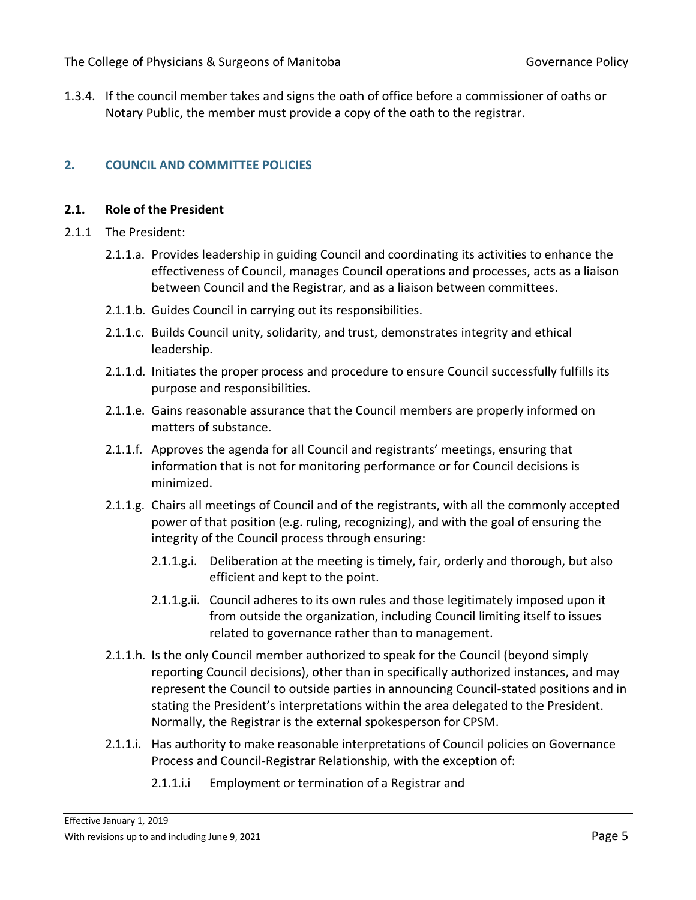1.3.4. If the council member takes and signs the oath of office before a commissioner of oaths or Notary Public, the member must provide a copy of the oath to the registrar.

## 2. COUNCIL AND COMMITTEE POLICIES

### 2.1. Role of the President

2.1.1 The President:

- 2.1.1.a. Provides leadership in guiding Council and coordinating its activities to enhance the effectiveness of Council, manages Council operations and processes, acts as a liaison between Council and the Registrar, and as a liaison between committees.
- 2.1.1.b. Guides Council in carrying out its responsibilities.
- 2.1.1.c. Builds Council unity, solidarity, and trust, demonstrates integrity and ethical leadership.
- 2.1.1.d. Initiates the proper process and procedure to ensure Council successfully fulfills its purpose and responsibilities.
- 2.1.1.e. Gains reasonable assurance that the Council members are properly informed on matters of substance.
- 2.1.1.f. Approves the agenda for all Council and registrants' meetings, ensuring that information that is not for monitoring performance or for Council decisions is minimized.
- 2.1.1.g. Chairs all meetings of Council and of the registrants, with all the commonly accepted power of that position (e.g. ruling, recognizing), and with the goal of ensuring the integrity of the Council process through ensuring:
  - 2.1.1.g.i. Deliberation at the meeting is timely, fair, orderly and thorough, but also efficient and kept to the point.
  - 2.1.1.g.ii. Council adheres to its own rules and those legitimately imposed upon it from outside the organization, including Council limiting itself to issues related to governance rather than to management.
- 2.1.1.h. Is the only Council member authorized to speak for the Council (beyond simply reporting Council decisions), other than in specifically authorized instances, and may represent the Council to outside parties in announcing Council-stated positions and in stating the President's interpretations within the area delegated to the President. Normally, the Registrar is the external spokesperson for CPSM.
- 2.1.1.i. Has authority to make reasonable interpretations of Council policies on Governance Process and Council-Registrar Relationship, with the exception of:
  - 2.1.1.i.i Employment or termination of a Registrar and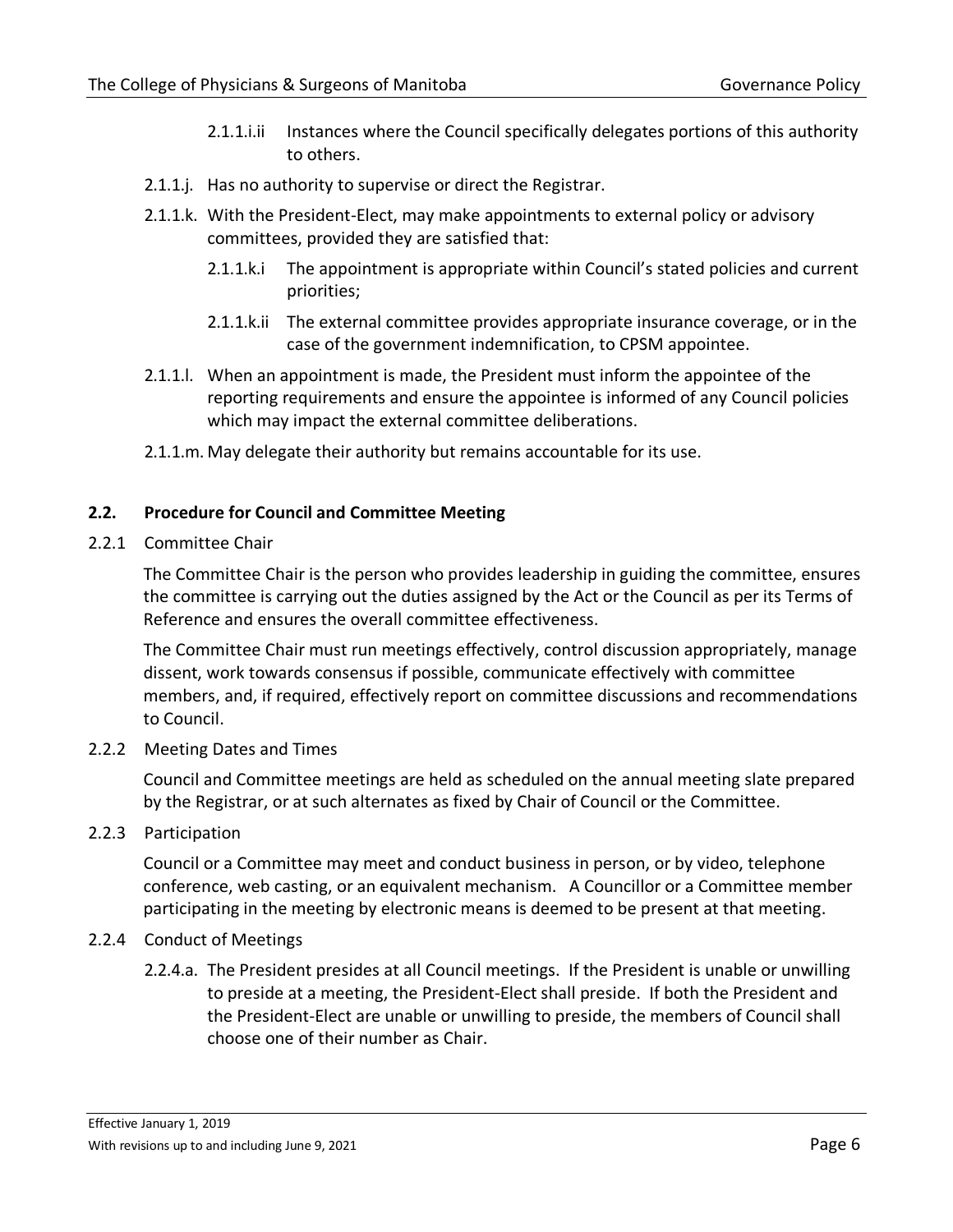2.1.1.i.ii Instances where the Council specifically delegates portions of this authority to others.

2.1.1.j. Has no authority to supervise or direct the Registrar.

2.1.1.k. With the President-Elect, may make appointments to external policy or advisory committees, provided they are satisfied that:

2.1.1.k.i The appointment is appropriate within Council's stated policies and current priorities;

2.1.1.k.ii The external committee provides appropriate insurance coverage, or in the case of the government indemnification, to CPSM appointee.

2.1.1.l. When an appointment is made, the President must inform the appointee of the reporting requirements and ensure the appointee is informed of any Council policies which may impact the external committee deliberations.

2.1.1.m. May delegate their authority but remains accountable for its use.

## 2.2. Procedure for Council and Committee Meeting

2.2.1 Committee Chair

The Committee Chair is the person who provides leadership in guiding the committee, ensures the committee is carrying out the duties assigned by the Act or the Council as per its Terms of Reference and ensures the overall committee effectiveness.

The Committee Chair must run meetings effectively, control discussion appropriately, manage dissent, work towards consensus if possible, communicate effectively with committee members, and, if required, effectively report on committee discussions and recommendations to Council.

2.2.2 Meeting Dates and Times

Council and Committee meetings are held as scheduled on the annual meeting slate prepared by the Registrar, or at such alternates as fixed by Chair of Council or the Committee.

2.2.3 Participation

Council or a Committee may meet and conduct business in person, or by video, telephone conference, web casting, or an equivalent mechanism. A Councillor or a Committee member participating in the meeting by electronic means is deemed to be present at that meeting.

2.2.4 Conduct of Meetings

2.2.4.a. The President presides at all Council meetings. If the President is unable or unwilling to preside at a meeting, the President-Elect shall preside. If both the President and the President-Elect are unable or unwilling to preside, the members of Council shall choose one of their number as Chair.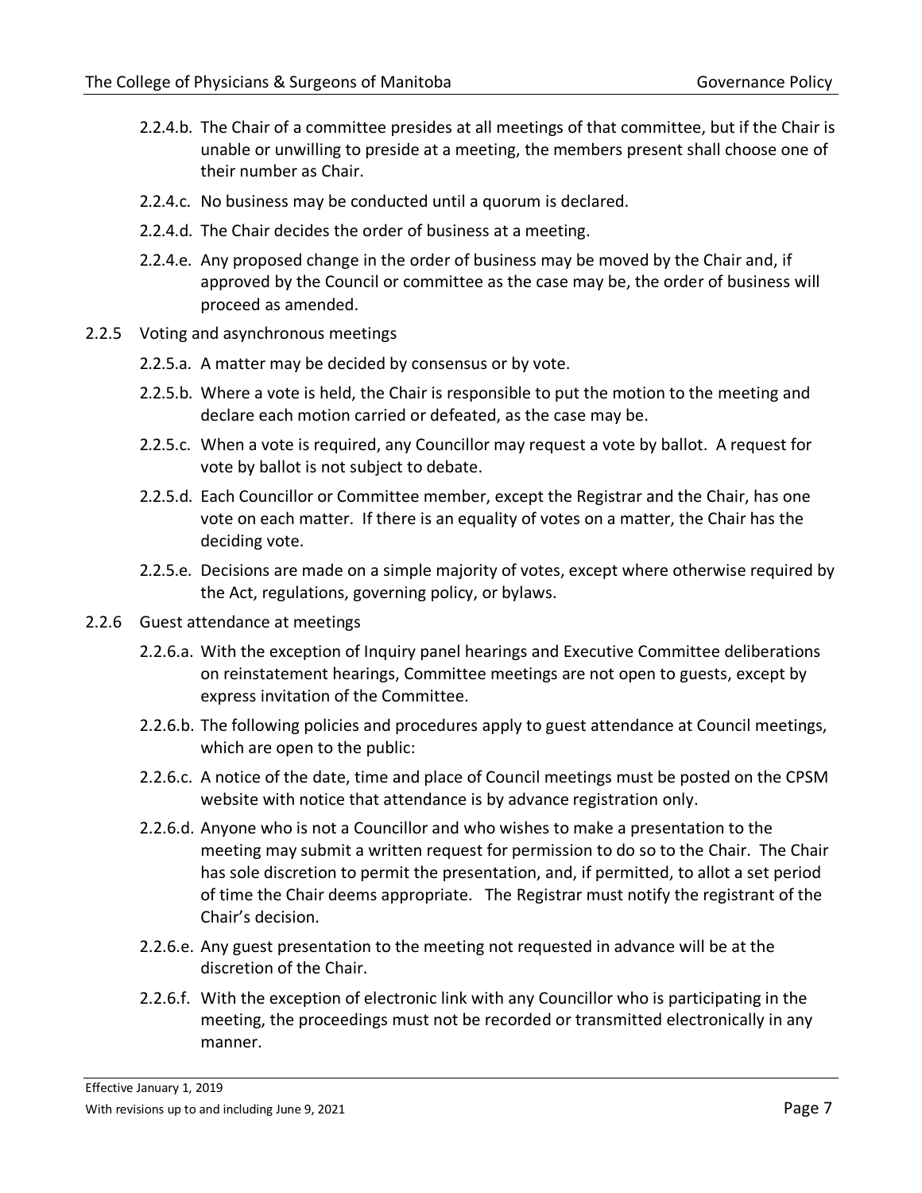2.2.4.b. The Chair of a committee presides at all meetings of that committee, but if the Chair is unable or unwilling to preside at a meeting, the members present shall choose one of their number as Chair.

2.2.4.c. No business may be conducted until a quorum is declared.

2.2.4.d. The Chair decides the order of business at a meeting.

2.2.4.e. Any proposed change in the order of business may be moved by the Chair and, if approved by the Council or committee as the case may be, the order of business will proceed as amended.

2.2.5 Voting and asynchronous meetings

2.2.5.a. A matter may be decided by consensus or by vote.

2.2.5.b. Where a vote is held, the Chair is responsible to put the motion to the meeting and declare each motion carried or defeated, as the case may be.

2.2.5.c. When a vote is required, any Councillor may request a vote by ballot. A request for vote by ballot is not subject to debate.

2.2.5.d. Each Councillor or Committee member, except the Registrar and the Chair, has one vote on each matter. If there is an equality of votes on a matter, the Chair has the deciding vote.

2.2.5.e. Decisions are made on a simple majority of votes, except where otherwise required by the Act, regulations, governing policy, or bylaws.

2.2.6 Guest attendance at meetings

2.2.6.a. With the exception of Inquiry panel hearings and Executive Committee deliberations on reinstatement hearings, Committee meetings are not open to guests, except by express invitation of the Committee.

2.2.6.b. The following policies and procedures apply to guest attendance at Council meetings, which are open to the public:

2.2.6.c. A notice of the date, time and place of Council meetings must be posted on the CPSM website with notice that attendance is by advance registration only.

2.2.6.d. Anyone who is not a Councillor and who wishes to make a presentation to the meeting may submit a written request for permission to do so to the Chair. The Chair has sole discretion to permit the presentation, and, if permitted, to allot a set period of time the Chair deems appropriate. The Registrar must notify the registrant of the Chair's decision.

2.2.6.e. Any guest presentation to the meeting not requested in advance will be at the discretion of the Chair.

2.2.6.f. With the exception of electronic link with any Councillor who is participating in the meeting, the proceedings must not be recorded or transmitted electronically in any manner.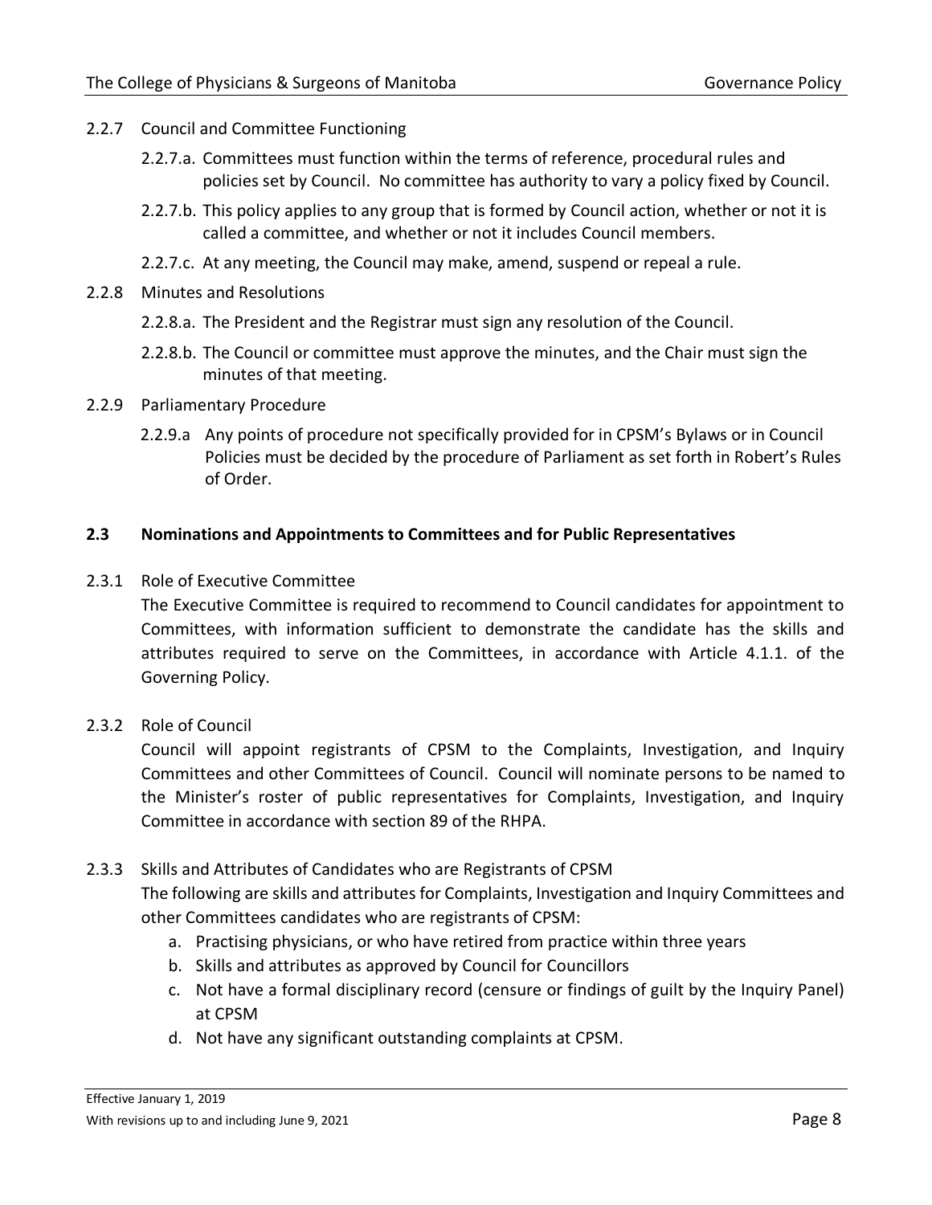2.2.7 Council and Committee Functioning

2.2.7.a. Committees must function within the terms of reference, procedural rules and policies set by Council. No committee has authority to vary a policy fixed by Council.

2.2.7.b. This policy applies to any group that is formed by Council action, whether or not it is called a committee, and whether or not it includes Council members.

2.2.7.c. At any meeting, the Council may make, amend, suspend or repeal a rule.

2.2.8 Minutes and Resolutions

2.2.8.a. The President and the Registrar must sign any resolution of the Council.

2.2.8.b. The Council or committee must approve the minutes, and the Chair must sign the minutes of that meeting.

2.2.9 Parliamentary Procedure

2.2.9.a Any points of procedure not specifically provided for in CPSM's Bylaws or in Council Policies must be decided by the procedure of Parliament as set forth in Robert's Rules of Order.

**2.3 Nominations and Appointments to Committees and for Public Representatives**

2.3.1 Role of Executive Committee

The Executive Committee is required to recommend to Council candidates for appointment to Committees, with information sufficient to demonstrate the candidate has the skills and attributes required to serve on the Committees, in accordance with Article 4.1.1. of the Governing Policy.

2.3.2 Role of Council

Council will appoint registrants of CPSM to the Complaints, Investigation, and Inquiry Committees and other Committees of Council. Council will nominate persons to be named to the Minister's roster of public representatives for Complaints, Investigation, and Inquiry Committee in accordance with section 89 of the RHPA.

2.3.3 Skills and Attributes of Candidates who are Registrants of CPSM

The following are skills and attributes for Complaints, Investigation and Inquiry Committees and other Committees candidates who are registrants of CPSM:

a. Practising physicians, or who have retired from practice within three years
b. Skills and attributes as approved by Council for Councillors
c. Not have a formal disciplinary record (censure or findings of guilt by the Inquiry Panel) at CPSM
d. Not have any significant outstanding complaints at CPSM.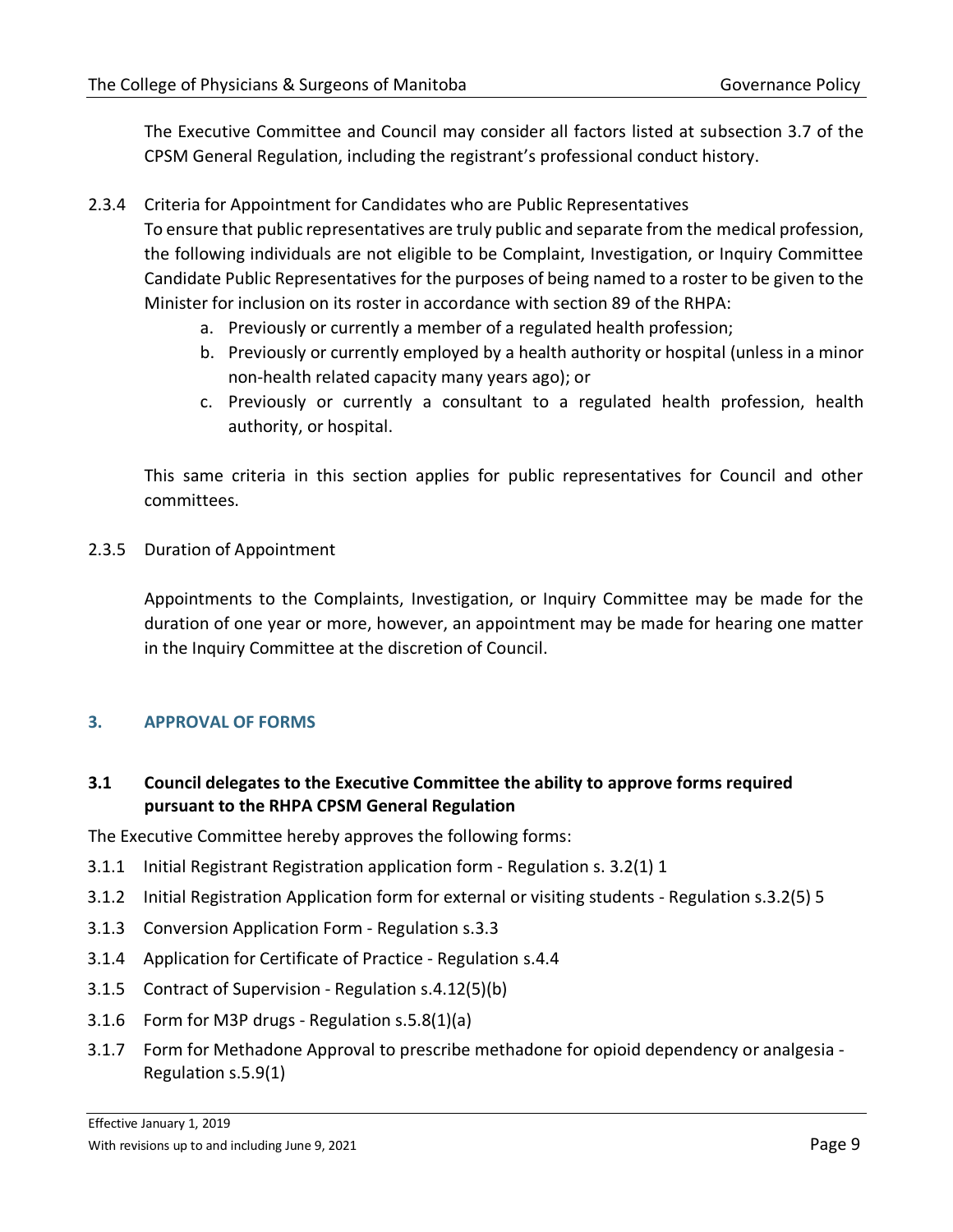The Executive Committee and Council may consider all factors listed at subsection 3.7 of the CPSM General Regulation, including the registrant's professional conduct history.

2.3.4 Criteria for Appointment for Candidates who are Public Representatives

To ensure that public representatives are truly public and separate from the medical profession, the following individuals are not eligible to be Complaint, Investigation, or Inquiry Committee Candidate Public Representatives for the purposes of being named to a roster to be given to the Minister for inclusion on its roster in accordance with section 89 of the RHPA:

a. Previously or currently a member of a regulated health profession;
b. Previously or currently employed by a health authority or hospital (unless in a minor non-health related capacity many years ago); or
c. Previously or currently a consultant to a regulated health profession, health authority, or hospital.

This same criteria in this section applies for public representatives for Council and other committees.

2.3.5 Duration of Appointment

Appointments to the Complaints, Investigation, or Inquiry Committee may be made for the duration of one year or more, however, an appointment may be made for hearing one matter in the Inquiry Committee at the discretion of Council.

## 3. APPROVAL OF FORMS

### 3.1 Council delegates to the Executive Committee the ability to approve forms required pursuant to the RHPA CPSM General Regulation

The Executive Committee hereby approves the following forms:

3.1.1 Initial Registrant Registration application form - Regulation s. 3.2(1) 1

3.1.2 Initial Registration Application form for external or visiting students - Regulation s.3.2(5) 5

3.1.3 Conversion Application Form - Regulation s.3.3

3.1.4 Application for Certificate of Practice - Regulation s.4.4

3.1.5 Contract of Supervision - Regulation s.4.12(5)(b)

3.1.6 Form for M3P drugs - Regulation s.5.8(1)(a)

3.1.7 Form for Methadone Approval to prescribe methadone for opioid dependency or analgesia - Regulation s.5.9(1)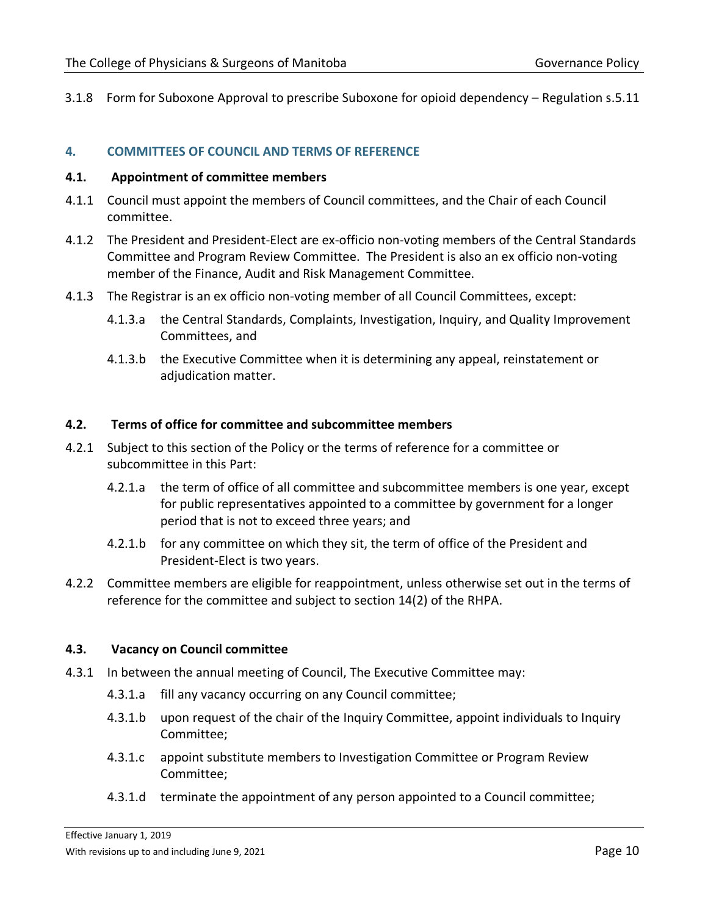3.1.8 Form for Suboxone Approval to prescribe Suboxone for opioid dependency – Regulation s.5.11

## 4. COMMITTEES OF COUNCIL AND TERMS OF REFERENCE

### 4.1. Appointment of committee members

4.1.1 Council must appoint the members of Council committees, and the Chair of each Council committee.

4.1.2 The President and President-Elect are ex-officio non-voting members of the Central Standards Committee and Program Review Committee. The President is also an ex officio non-voting member of the Finance, Audit and Risk Management Committee.

4.1.3 The Registrar is an ex officio non-voting member of all Council Committees, except:

- 4.1.3.a the Central Standards, Complaints, Investigation, Inquiry, and Quality Improvement Committees, and
- 4.1.3.b the Executive Committee when it is determining any appeal, reinstatement or adjudication matter.

### 4.2. Terms of office for committee and subcommittee members

4.2.1 Subject to this section of the Policy or the terms of reference for a committee or subcommittee in this Part:

- 4.2.1.a the term of office of all committee and subcommittee members is one year, except for public representatives appointed to a committee by government for a longer period that is not to exceed three years; and
- 4.2.1.b for any committee on which they sit, the term of office of the President and President-Elect is two years.

4.2.2 Committee members are eligible for reappointment, unless otherwise set out in the terms of reference for the committee and subject to section 14(2) of the RHPA.

### 4.3. Vacancy on Council committee

4.3.1 In between the annual meeting of Council, The Executive Committee may:

- 4.3.1.a fill any vacancy occurring on any Council committee;
- 4.3.1.b upon request of the chair of the Inquiry Committee, appoint individuals to Inquiry Committee;
- 4.3.1.c appoint substitute members to Investigation Committee or Program Review Committee;
- 4.3.1.d terminate the appointment of any person appointed to a Council committee;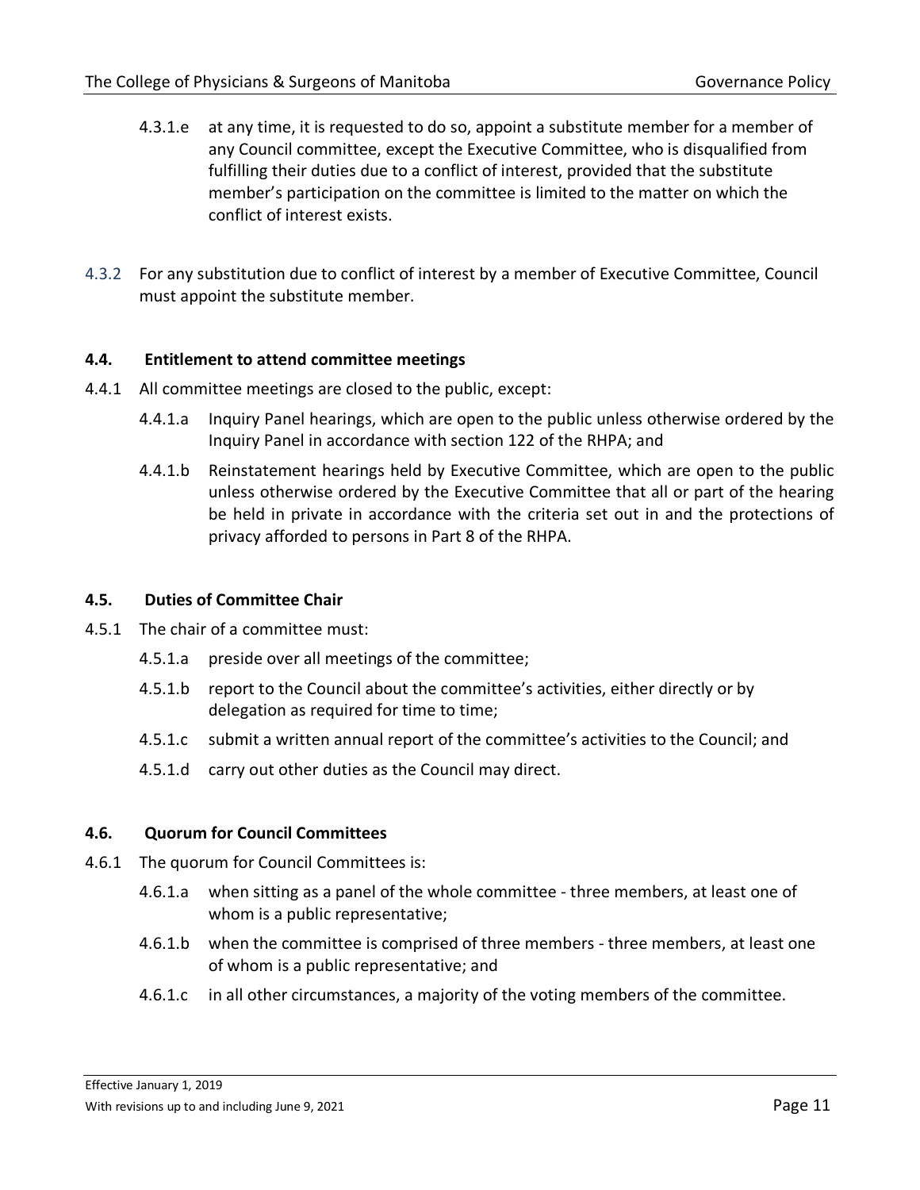4.3.1.e at any time, it is requested to do so, appoint a substitute member for a member of any Council committee, except the Executive Committee, who is disqualified from fulfilling their duties due to a conflict of interest, provided that the substitute member's participation on the committee is limited to the matter on which the conflict of interest exists.

4.3.2 For any substitution due to conflict of interest by a member of Executive Committee, Council must appoint the substitute member.

### 4.4. Entitlement to attend committee meetings

4.4.1 All committee meetings are closed to the public, except:

4.4.1.a Inquiry Panel hearings, which are open to the public unless otherwise ordered by the Inquiry Panel in accordance with section 122 of the RHPA; and

4.4.1.b Reinstatement hearings held by Executive Committee, which are open to the public unless otherwise ordered by the Executive Committee that all or part of the hearing be held in private in accordance with the criteria set out in and the protections of privacy afforded to persons in Part 8 of the RHPA.

### 4.5. Duties of Committee Chair

4.5.1 The chair of a committee must:

4.5.1.a preside over all meetings of the committee;

4.5.1.b report to the Council about the committee's activities, either directly or by delegation as required for time to time;

4.5.1.c submit a written annual report of the committee's activities to the Council; and

4.5.1.d carry out other duties as the Council may direct.

### 4.6. Quorum for Council Committees

4.6.1 The quorum for Council Committees is:

4.6.1.a when sitting as a panel of the whole committee - three members, at least one of whom is a public representative;

4.6.1.b when the committee is comprised of three members - three members, at least one of whom is a public representative; and

4.6.1.c in all other circumstances, a majority of the voting members of the committee.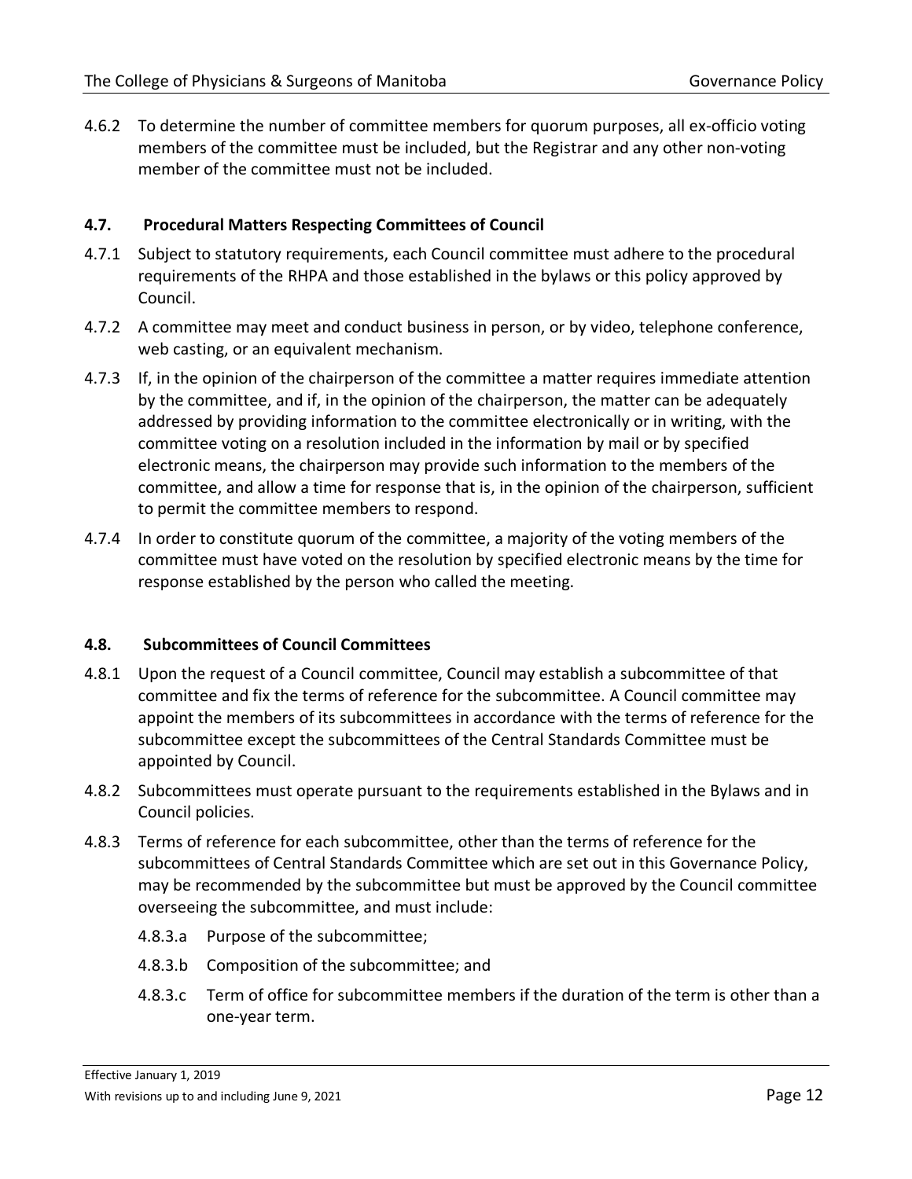4.6.2 To determine the number of committee members for quorum purposes, all ex-officio voting members of the committee must be included, but the Registrar and any other non-voting member of the committee must not be included.

### 4.7. Procedural Matters Respecting Committees of Council

4.7.1 Subject to statutory requirements, each Council committee must adhere to the procedural requirements of the RHPA and those established in the bylaws or this policy approved by Council.

4.7.2 A committee may meet and conduct business in person, or by video, telephone conference, web casting, or an equivalent mechanism.

4.7.3 If, in the opinion of the chairperson of the committee a matter requires immediate attention by the committee, and if, in the opinion of the chairperson, the matter can be adequately addressed by providing information to the committee electronically or in writing, with the committee voting on a resolution included in the information by mail or by specified electronic means, the chairperson may provide such information to the members of the committee, and allow a time for response that is, in the opinion of the chairperson, sufficient to permit the committee members to respond.

4.7.4 In order to constitute quorum of the committee, a majority of the voting members of the committee must have voted on the resolution by specified electronic means by the time for response established by the person who called the meeting.

### 4.8. Subcommittees of Council Committees

4.8.1 Upon the request of a Council committee, Council may establish a subcommittee of that committee and fix the terms of reference for the subcommittee. A Council committee may appoint the members of its subcommittees in accordance with the terms of reference for the subcommittee except the subcommittees of the Central Standards Committee must be appointed by Council.

4.8.2 Subcommittees must operate pursuant to the requirements established in the Bylaws and in Council policies.

4.8.3 Terms of reference for each subcommittee, other than the terms of reference for the subcommittees of Central Standards Committee which are set out in this Governance Policy, may be recommended by the subcommittee but must be approved by the Council committee overseeing the subcommittee, and must include:

- 4.8.3.a Purpose of the subcommittee;
- 4.8.3.b Composition of the subcommittee; and
- 4.8.3.c Term of office for subcommittee members if the duration of the term is other than a one-year term.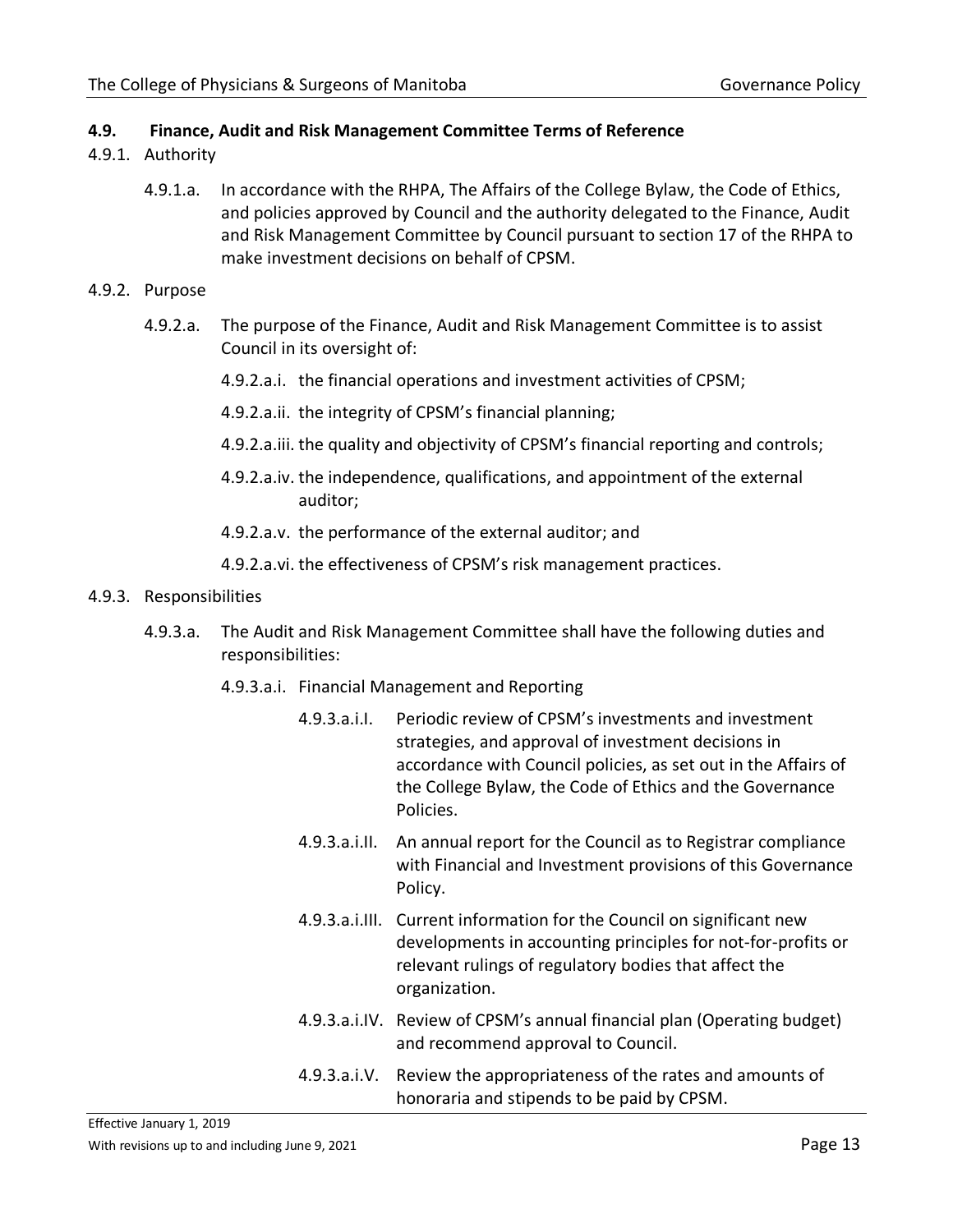### 4.9. Finance, Audit and Risk Management Committee Terms of Reference

4.9.1. Authority

4.9.1.a. In accordance with the RHPA, The Affairs of the College Bylaw, the Code of Ethics, and policies approved by Council and the authority delegated to the Finance, Audit and Risk Management Committee by Council pursuant to section 17 of the RHPA to make investment decisions on behalf of CPSM.

4.9.2. Purpose

4.9.2.a. The purpose of the Finance, Audit and Risk Management Committee is to assist Council in its oversight of:

4.9.2.a.i. the financial operations and investment activities of CPSM;

4.9.2.a.ii. the integrity of CPSM's financial planning;

4.9.2.a.iii. the quality and objectivity of CPSM's financial reporting and controls;

4.9.2.a.iv. the independence, qualifications, and appointment of the external auditor;

4.9.2.a.v. the performance of the external auditor; and

4.9.2.a.vi. the effectiveness of CPSM's risk management practices.

4.9.3. Responsibilities

4.9.3.a. The Audit and Risk Management Committee shall have the following duties and responsibilities:

4.9.3.a.i. Financial Management and Reporting

4.9.3.a.i.I. Periodic review of CPSM's investments and investment strategies, and approval of investment decisions in accordance with Council policies, as set out in the Affairs of the College Bylaw, the Code of Ethics and the Governance Policies.

4.9.3.a.i.II. An annual report for the Council as to Registrar compliance with Financial and Investment provisions of this Governance Policy.

4.9.3.a.i.III. Current information for the Council on significant new developments in accounting principles for not-for-profits or relevant rulings of regulatory bodies that affect the organization.

4.9.3.a.i.IV. Review of CPSM's annual financial plan (Operating budget) and recommend approval to Council.

4.9.3.a.i.V. Review the appropriateness of the rates and amounts of honoraria and stipends to be paid by CPSM.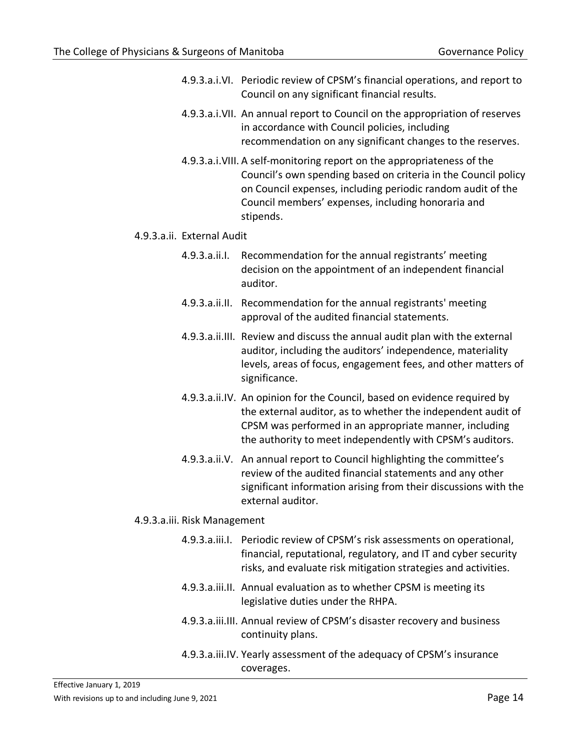4.9.3.a.i.VI. Periodic review of CPSM's financial operations, and report to Council on any significant financial results.

4.9.3.a.i.VII. An annual report to Council on the appropriation of reserves in accordance with Council policies, including recommendation on any significant changes to the reserves.

4.9.3.a.i.VIII. A self-monitoring report on the appropriateness of the Council's own spending based on criteria in the Council policy on Council expenses, including periodic random audit of the Council members' expenses, including honoraria and stipends.

4.9.3.a.ii. External Audit

4.9.3.a.ii.I. Recommendation for the annual registrants' meeting decision on the appointment of an independent financial auditor.

4.9.3.a.ii.II. Recommendation for the annual registrants' meeting approval of the audited financial statements.

4.9.3.a.ii.III. Review and discuss the annual audit plan with the external auditor, including the auditors' independence, materiality levels, areas of focus, engagement fees, and other matters of significance.

4.9.3.a.ii.IV. An opinion for the Council, based on evidence required by the external auditor, as to whether the independent audit of CPSM was performed in an appropriate manner, including the authority to meet independently with CPSM's auditors.

4.9.3.a.ii.V. An annual report to Council highlighting the committee's review of the audited financial statements and any other significant information arising from their discussions with the external auditor.

4.9.3.a.iii. Risk Management

4.9.3.a.iii.I. Periodic review of CPSM's risk assessments on operational, financial, reputational, regulatory, and IT and cyber security risks, and evaluate risk mitigation strategies and activities.

4.9.3.a.iii.II. Annual evaluation as to whether CPSM is meeting its legislative duties under the RHPA.

4.9.3.a.iii.III. Annual review of CPSM's disaster recovery and business continuity plans.

4.9.3.a.iii.IV. Yearly assessment of the adequacy of CPSM's insurance coverages.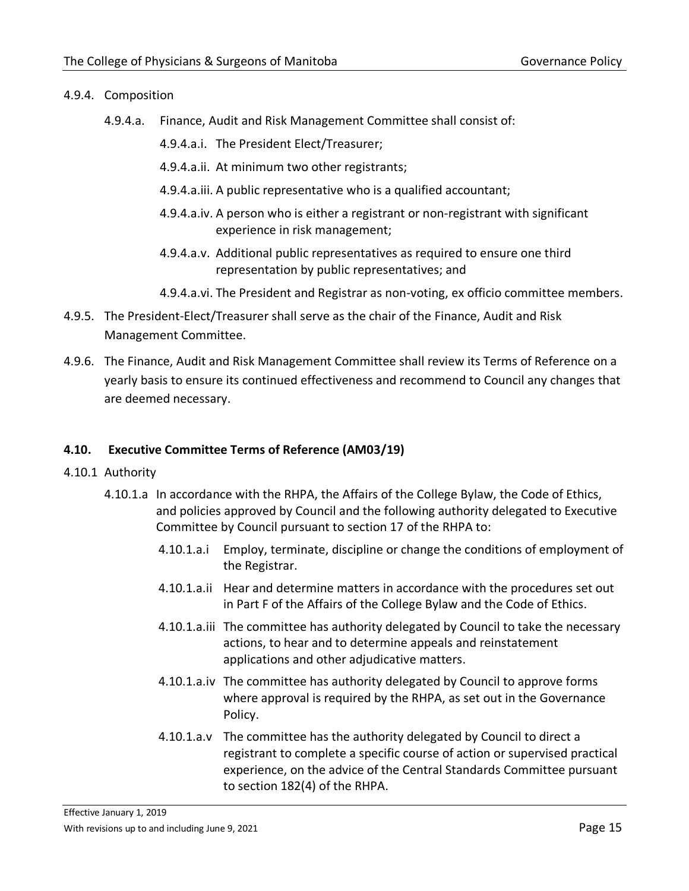4.9.4. Composition

4.9.4.a. Finance, Audit and Risk Management Committee shall consist of:

4.9.4.a.i. The President Elect/Treasurer;

4.9.4.a.ii. At minimum two other registrants;

4.9.4.a.iii. A public representative who is a qualified accountant;

4.9.4.a.iv. A person who is either a registrant or non-registrant with significant experience in risk management;

4.9.4.a.v. Additional public representatives as required to ensure one third representation by public representatives; and

4.9.4.a.vi. The President and Registrar as non-voting, ex officio committee members.

4.9.5. The President-Elect/Treasurer shall serve as the chair of the Finance, Audit and Risk Management Committee.

4.9.6. The Finance, Audit and Risk Management Committee shall review its Terms of Reference on a yearly basis to ensure its continued effectiveness and recommend to Council any changes that are deemed necessary.

## 4.10. Executive Committee Terms of Reference (AM03/19)

4.10.1 Authority

4.10.1.a In accordance with the RHPA, the Affairs of the College Bylaw, the Code of Ethics, and policies approved by Council and the following authority delegated to Executive Committee by Council pursuant to section 17 of the RHPA to:

4.10.1.a.i Employ, terminate, discipline or change the conditions of employment of the Registrar.

4.10.1.a.ii Hear and determine matters in accordance with the procedures set out in Part F of the Affairs of the College Bylaw and the Code of Ethics.

4.10.1.a.iii The committee has authority delegated by Council to take the necessary actions, to hear and to determine appeals and reinstatement applications and other adjudicative matters.

4.10.1.a.iv The committee has authority delegated by Council to approve forms where approval is required by the RHPA, as set out in the Governance Policy.

4.10.1.a.v The committee has the authority delegated by Council to direct a registrant to complete a specific course of action or supervised practical experience, on the advice of the Central Standards Committee pursuant to section 182(4) of the RHPA.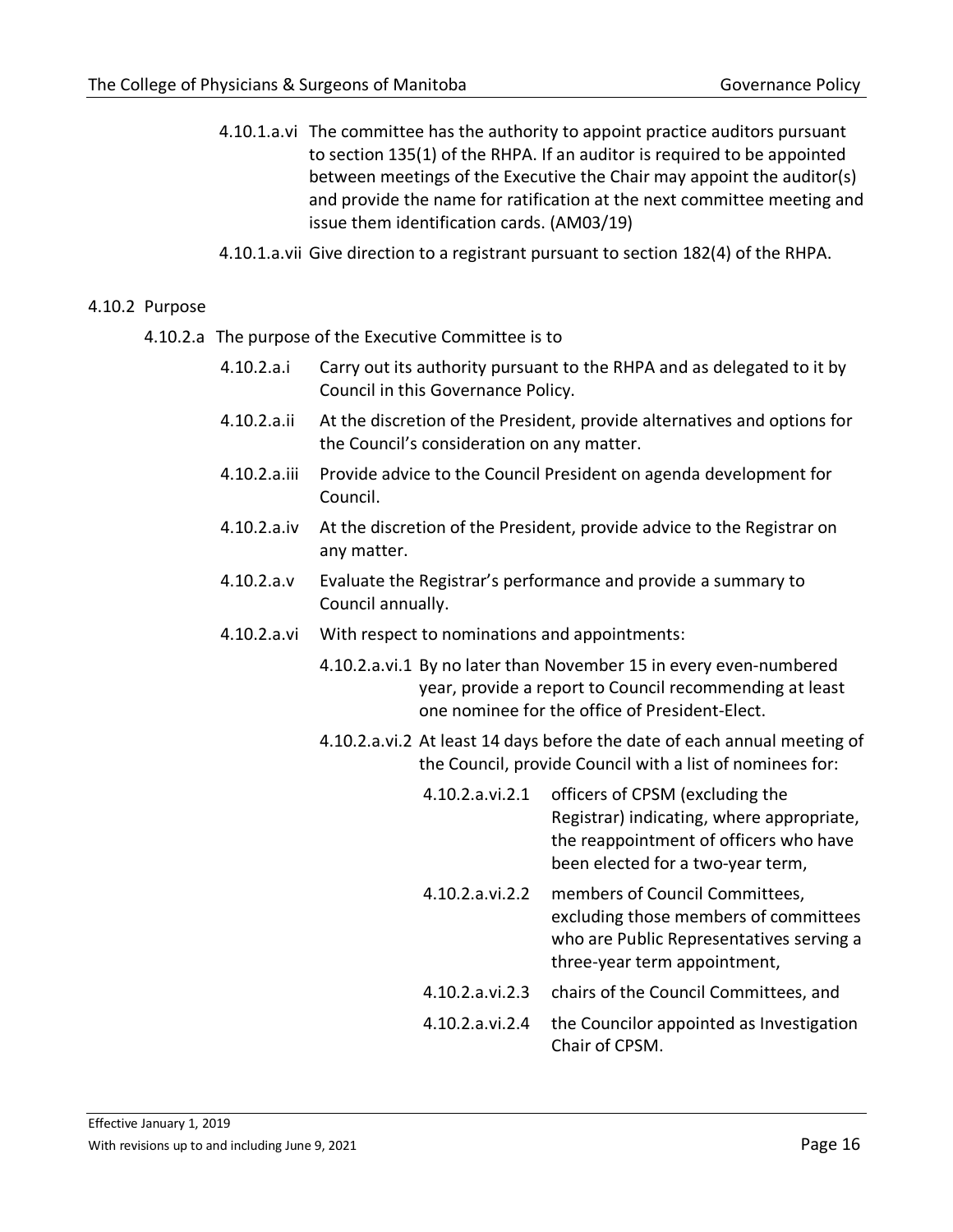4.10.1.a.vi The committee has the authority to appoint practice auditors pursuant to section 135(1) of the RHPA. If an auditor is required to be appointed between meetings of the Executive the Chair may appoint the auditor(s) and provide the name for ratification at the next committee meeting and issue them identification cards. (AM03/19)

4.10.1.a.vii Give direction to a registrant pursuant to section 182(4) of the RHPA.

4.10.2 Purpose

4.10.2.a The purpose of the Executive Committee is to

4.10.2.a.i Carry out its authority pursuant to the RHPA and as delegated to it by Council in this Governance Policy.

4.10.2.a.ii At the discretion of the President, provide alternatives and options for the Council's consideration on any matter.

4.10.2.a.iii Provide advice to the Council President on agenda development for Council.

4.10.2.a.iv At the discretion of the President, provide advice to the Registrar on any matter.

4.10.2.a.v Evaluate the Registrar's performance and provide a summary to Council annually.

4.10.2.a.vi With respect to nominations and appointments:

4.10.2.a.vi.1 By no later than November 15 in every even-numbered year, provide a report to Council recommending at least one nominee for the office of President-Elect.

4.10.2.a.vi.2 At least 14 days before the date of each annual meeting of the Council, provide Council with a list of nominees for:

4.10.2.a.vi.2.1 officers of CPSM (excluding the Registrar) indicating, where appropriate, the reappointment of officers who have been elected for a two-year term,

4.10.2.a.vi.2.2 members of Council Committees, excluding those members of committees who are Public Representatives serving a three-year term appointment,

4.10.2.a.vi.2.3 chairs of the Council Committees, and

4.10.2.a.vi.2.4 the Councilor appointed as Investigation Chair of CPSM.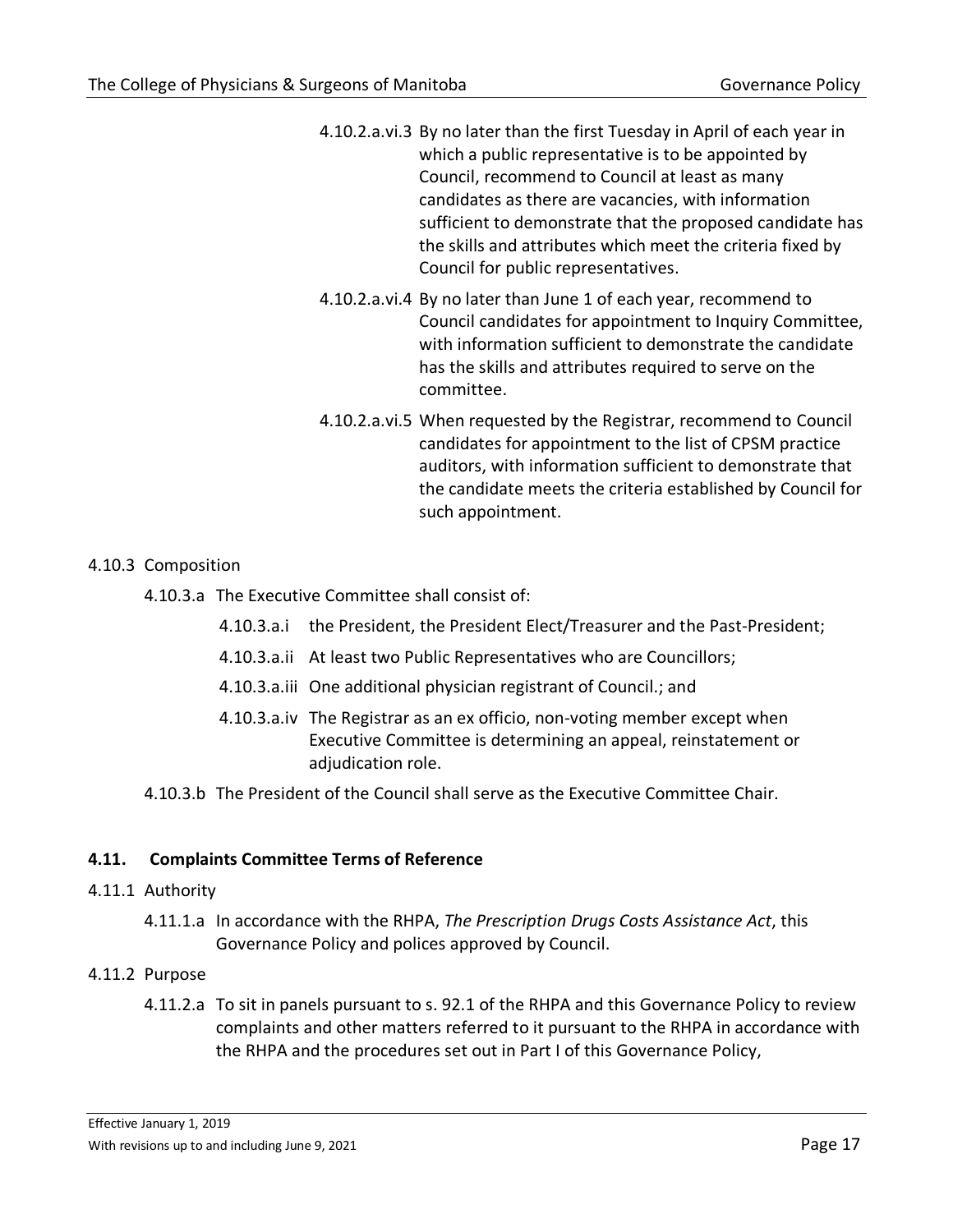4.10.2.a.vi.3 By no later than the first Tuesday in April of each year in which a public representative is to be appointed by Council, recommend to Council at least as many candidates as there are vacancies, with information sufficient to demonstrate that the proposed candidate has the skills and attributes which meet the criteria fixed by Council for public representatives.

4.10.2.a.vi.4 By no later than June 1 of each year, recommend to Council candidates for appointment to Inquiry Committee, with information sufficient to demonstrate the candidate has the skills and attributes required to serve on the committee.

4.10.2.a.vi.5 When requested by the Registrar, recommend to Council candidates for appointment to the list of CPSM practice auditors, with information sufficient to demonstrate that the candidate meets the criteria established by Council for such appointment.

4.10.3 Composition

4.10.3.a The Executive Committee shall consist of:

4.10.3.a.i the President, the President Elect/Treasurer and the Past-President;

4.10.3.a.ii At least two Public Representatives who are Councillors;

4.10.3.a.iii One additional physician registrant of Council.; and

4.10.3.a.iv The Registrar as an ex officio, non-voting member except when Executive Committee is determining an appeal, reinstatement or adjudication role.

4.10.3.b The President of the Council shall serve as the Executive Committee Chair.

## 4.11. Complaints Committee Terms of Reference

4.11.1 Authority

4.11.1.a In accordance with the RHPA, *The Prescription Drugs Costs Assistance Act*, this Governance Policy and polices approved by Council.

4.11.2 Purpose

4.11.2.a To sit in panels pursuant to s. 92.1 of the RHPA and this Governance Policy to review complaints and other matters referred to it pursuant to the RHPA in accordance with the RHPA and the procedures set out in Part I of this Governance Policy,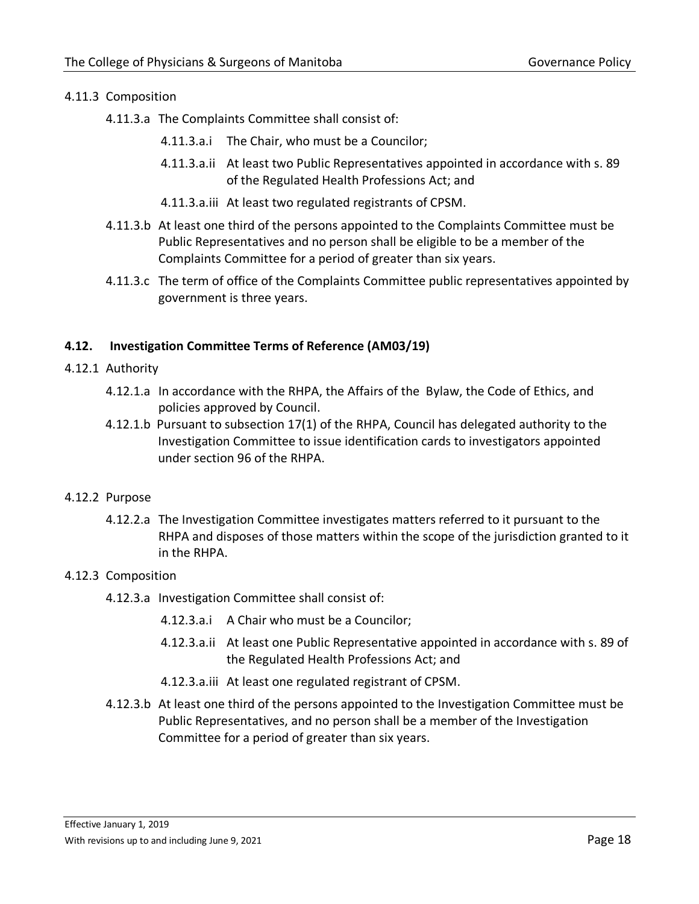4.11.3 Composition

- 4.11.3.a The Complaints Committee shall consist of:
  - 4.11.3.a.i The Chair, who must be a Councilor;
  - 4.11.3.a.ii At least two Public Representatives appointed in accordance with s. 89 of the Regulated Health Professions Act; and
  - 4.11.3.a.iii At least two regulated registrants of CPSM.
- 4.11.3.b At least one third of the persons appointed to the Complaints Committee must be Public Representatives and no person shall be eligible to be a member of the Complaints Committee for a period of greater than six years.
- 4.11.3.c The term of office of the Complaints Committee public representatives appointed by government is three years.

### 4.12. Investigation Committee Terms of Reference (AM03/19)

4.12.1 Authority

- 4.12.1.a In accordance with the RHPA, the Affairs of the Bylaw, the Code of Ethics, and policies approved by Council.
- 4.12.1.b Pursuant to subsection 17(1) of the RHPA, Council has delegated authority to the Investigation Committee to issue identification cards to investigators appointed under section 96 of the RHPA.

4.12.2 Purpose

- 4.12.2.a The Investigation Committee investigates matters referred to it pursuant to the RHPA and disposes of those matters within the scope of the jurisdiction granted to it in the RHPA.

4.12.3 Composition

- 4.12.3.a Investigation Committee shall consist of:
  - 4.12.3.a.i A Chair who must be a Councilor;
  - 4.12.3.a.ii At least one Public Representative appointed in accordance with s. 89 of the Regulated Health Professions Act; and
  - 4.12.3.a.iii At least one regulated registrant of CPSM.
- 4.12.3.b At least one third of the persons appointed to the Investigation Committee must be Public Representatives, and no person shall be a member of the Investigation Committee for a period of greater than six years.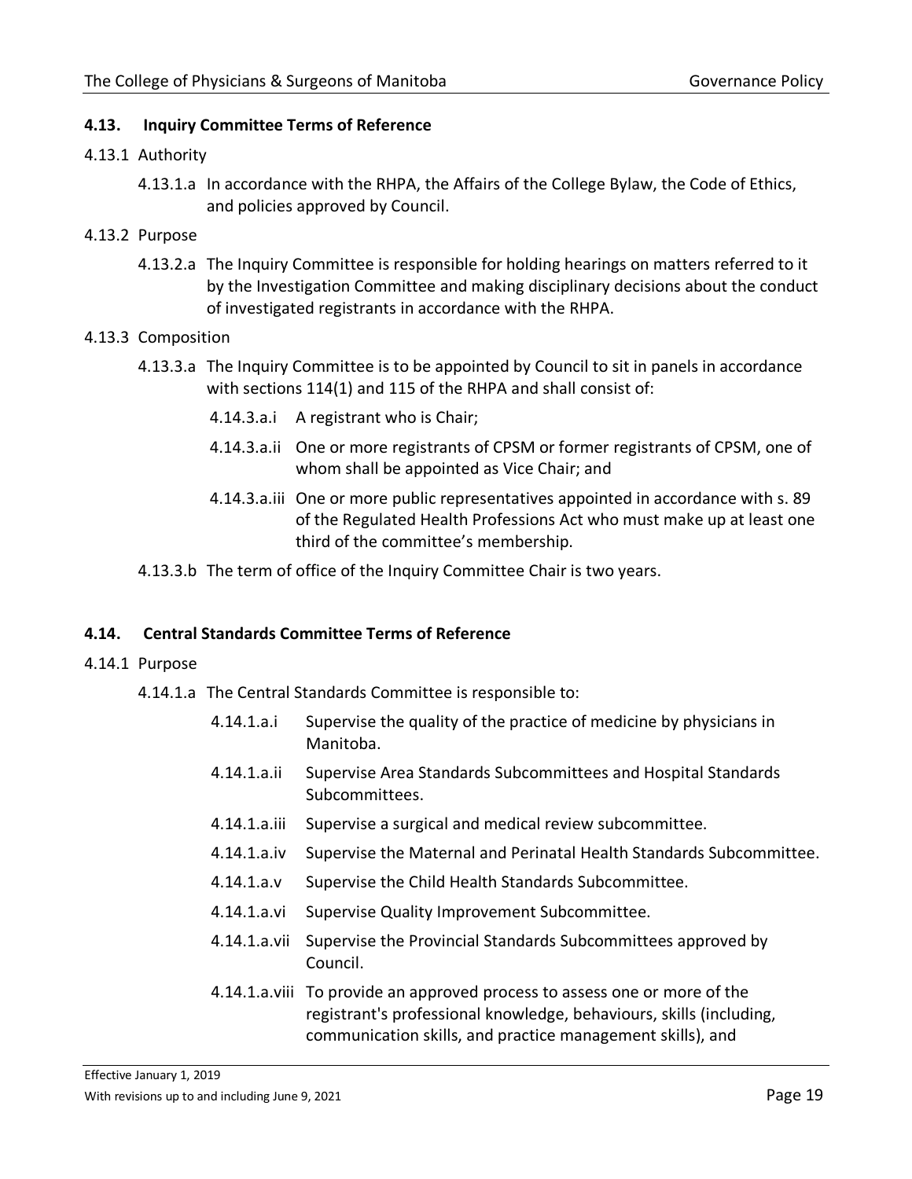### 4.13. Inquiry Committee Terms of Reference

4.13.1 Authority

4.13.1.a In accordance with the RHPA, the Affairs of the College Bylaw, the Code of Ethics, and policies approved by Council.

4.13.2 Purpose

4.13.2.a The Inquiry Committee is responsible for holding hearings on matters referred to it by the Investigation Committee and making disciplinary decisions about the conduct of investigated registrants in accordance with the RHPA.

4.13.3 Composition

4.13.3.a The Inquiry Committee is to be appointed by Council to sit in panels in accordance with sections 114(1) and 115 of the RHPA and shall consist of:

4.14.3.a.i A registrant who is Chair;

4.14.3.a.ii One or more registrants of CPSM or former registrants of CPSM, one of whom shall be appointed as Vice Chair; and

4.14.3.a.iii One or more public representatives appointed in accordance with s. 89 of the Regulated Health Professions Act who must make up at least one third of the committee's membership.

4.13.3.b The term of office of the Inquiry Committee Chair is two years.

### 4.14. Central Standards Committee Terms of Reference

4.14.1 Purpose

4.14.1.a The Central Standards Committee is responsible to:

4.14.1.a.i Supervise the quality of the practice of medicine by physicians in Manitoba.

4.14.1.a.ii Supervise Area Standards Subcommittees and Hospital Standards Subcommittees.

4.14.1.a.iii Supervise a surgical and medical review subcommittee.

4.14.1.a.iv Supervise the Maternal and Perinatal Health Standards Subcommittee.

4.14.1.a.v Supervise the Child Health Standards Subcommittee.

4.14.1.a.vi Supervise Quality Improvement Subcommittee.

4.14.1.a.vii Supervise the Provincial Standards Subcommittees approved by Council.

4.14.1.a.viii To provide an approved process to assess one or more of the registrant's professional knowledge, behaviours, skills (including, communication skills, and practice management skills), and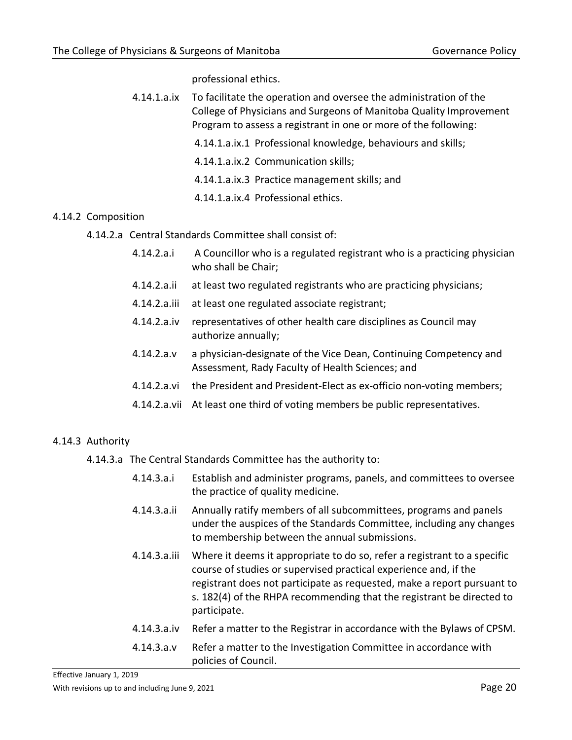professional ethics.

4.14.1.a.ix To facilitate the operation and oversee the administration of the College of Physicians and Surgeons of Manitoba Quality Improvement Program to assess a registrant in one or more of the following:

4.14.1.a.ix.1 Professional knowledge, behaviours and skills;

4.14.1.a.ix.2 Communication skills;

4.14.1.a.ix.3 Practice management skills; and

4.14.1.a.ix.4 Professional ethics.

4.14.2 Composition

4.14.2.a Central Standards Committee shall consist of:

4.14.2.a.i A Councillor who is a regulated registrant who is a practicing physician who shall be Chair;

4.14.2.a.ii at least two regulated registrants who are practicing physicians;

4.14.2.a.iii at least one regulated associate registrant;

4.14.2.a.iv representatives of other health care disciplines as Council may authorize annually;

4.14.2.a.v a physician-designate of the Vice Dean, Continuing Competency and Assessment, Rady Faculty of Health Sciences; and

4.14.2.a.vi the President and President-Elect as ex-officio non-voting members;

4.14.2.a.vii At least one third of voting members be public representatives.

4.14.3 Authority

4.14.3.a The Central Standards Committee has the authority to:

4.14.3.a.i Establish and administer programs, panels, and committees to oversee the practice of quality medicine.

4.14.3.a.ii Annually ratify members of all subcommittees, programs and panels under the auspices of the Standards Committee, including any changes to membership between the annual submissions.

4.14.3.a.iii Where it deems it appropriate to do so, refer a registrant to a specific course of studies or supervised practical experience and, if the registrant does not participate as requested, make a report pursuant to s. 182(4) of the RHPA recommending that the registrant be directed to participate.

4.14.3.a.iv Refer a matter to the Registrar in accordance with the Bylaws of CPSM.

4.14.3.a.v Refer a matter to the Investigation Committee in accordance with policies of Council.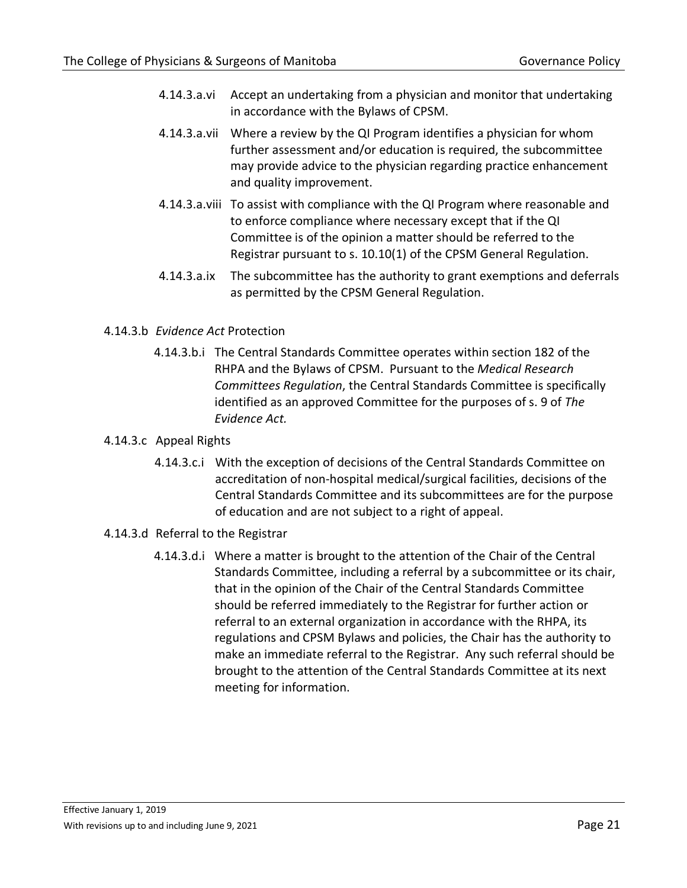4.14.3.a.vi Accept an undertaking from a physician and monitor that undertaking in accordance with the Bylaws of CPSM.

4.14.3.a.vii Where a review by the QI Program identifies a physician for whom further assessment and/or education is required, the subcommittee may provide advice to the physician regarding practice enhancement and quality improvement.

4.14.3.a.viii To assist with compliance with the QI Program where reasonable and to enforce compliance where necessary except that if the QI Committee is of the opinion a matter should be referred to the Registrar pursuant to s. 10.10(1) of the CPSM General Regulation.

4.14.3.a.ix The subcommittee has the authority to grant exemptions and deferrals as permitted by the CPSM General Regulation.

4.14.3.b *Evidence Act* Protection

4.14.3.b.i The Central Standards Committee operates within section 182 of the RHPA and the Bylaws of CPSM. Pursuant to the *Medical Research Committees Regulation*, the Central Standards Committee is specifically identified as an approved Committee for the purposes of s. 9 of *The Evidence Act.*

4.14.3.c Appeal Rights

4.14.3.c.i With the exception of decisions of the Central Standards Committee on accreditation of non-hospital medical/surgical facilities, decisions of the Central Standards Committee and its subcommittees are for the purpose of education and are not subject to a right of appeal.

4.14.3.d Referral to the Registrar

4.14.3.d.i Where a matter is brought to the attention of the Chair of the Central Standards Committee, including a referral by a subcommittee or its chair, that in the opinion of the Chair of the Central Standards Committee should be referred immediately to the Registrar for further action or referral to an external organization in accordance with the RHPA, its regulations and CPSM Bylaws and policies, the Chair has the authority to make an immediate referral to the Registrar. Any such referral should be brought to the attention of the Central Standards Committee at its next meeting for information.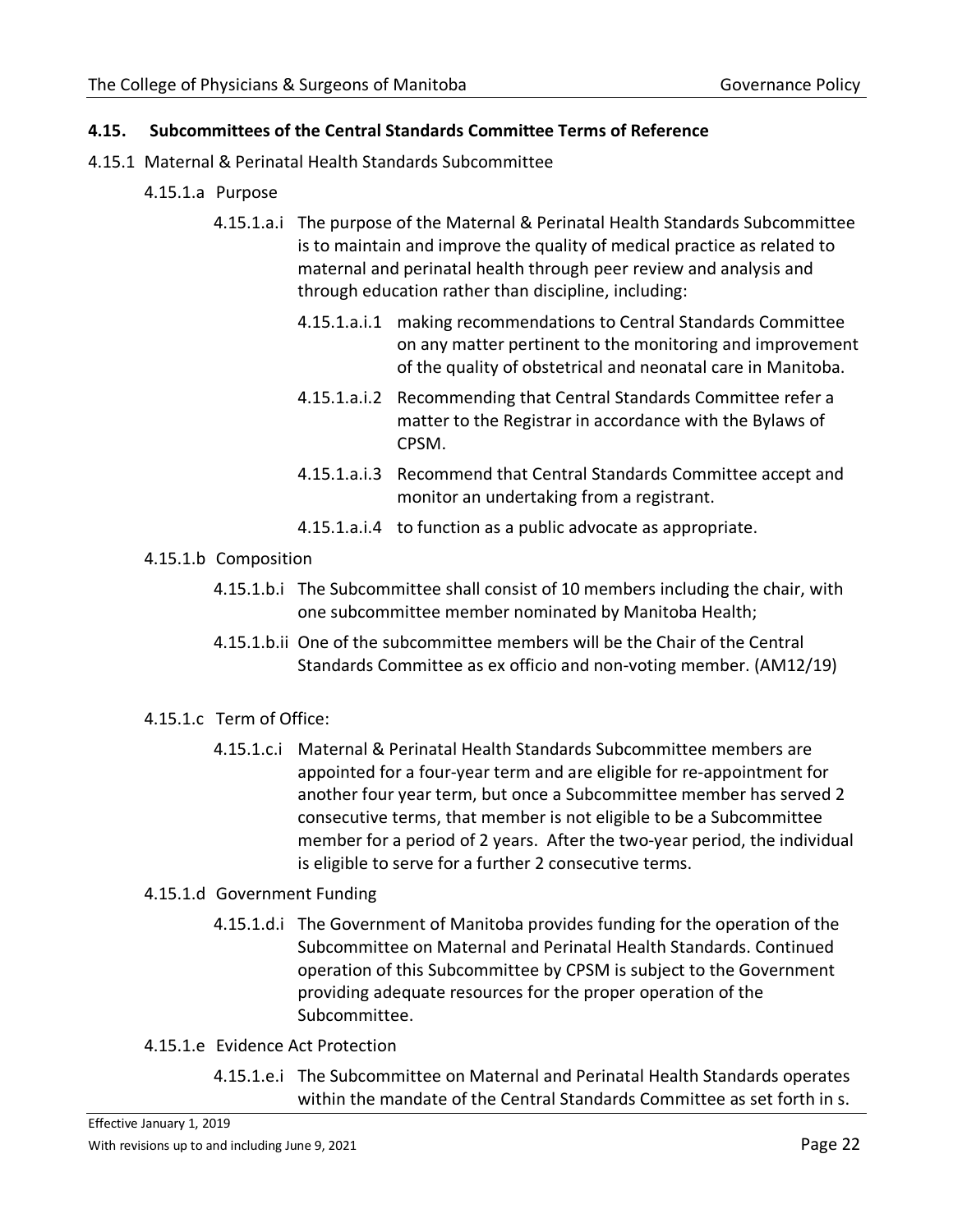## 4.15. Subcommittees of the Central Standards Committee Terms of Reference

4.15.1 Maternal & Perinatal Health Standards Subcommittee

4.15.1.a Purpose

4.15.1.a.i The purpose of the Maternal & Perinatal Health Standards Subcommittee is to maintain and improve the quality of medical practice as related to maternal and perinatal health through peer review and analysis and through education rather than discipline, including:

4.15.1.a.i.1 making recommendations to Central Standards Committee on any matter pertinent to the monitoring and improvement of the quality of obstetrical and neonatal care in Manitoba.

4.15.1.a.i.2 Recommending that Central Standards Committee refer a matter to the Registrar in accordance with the Bylaws of CPSM.

4.15.1.a.i.3 Recommend that Central Standards Committee accept and monitor an undertaking from a registrant.

4.15.1.a.i.4 to function as a public advocate as appropriate.

4.15.1.b Composition

4.15.1.b.i The Subcommittee shall consist of 10 members including the chair, with one subcommittee member nominated by Manitoba Health;

4.15.1.b.ii One of the subcommittee members will be the Chair of the Central Standards Committee as ex officio and non-voting member. (AM12/19)

4.15.1.c Term of Office:

4.15.1.c.i Maternal & Perinatal Health Standards Subcommittee members are appointed for a four-year term and are eligible for re-appointment for another four year term, but once a Subcommittee member has served 2 consecutive terms, that member is not eligible to be a Subcommittee member for a period of 2 years. After the two-year period, the individual is eligible to serve for a further 2 consecutive terms.

4.15.1.d Government Funding

4.15.1.d.i The Government of Manitoba provides funding for the operation of the Subcommittee on Maternal and Perinatal Health Standards. Continued operation of this Subcommittee by CPSM is subject to the Government providing adequate resources for the proper operation of the Subcommittee.

4.15.1.e Evidence Act Protection

4.15.1.e.i The Subcommittee on Maternal and Perinatal Health Standards operates within the mandate of the Central Standards Committee as set forth in s.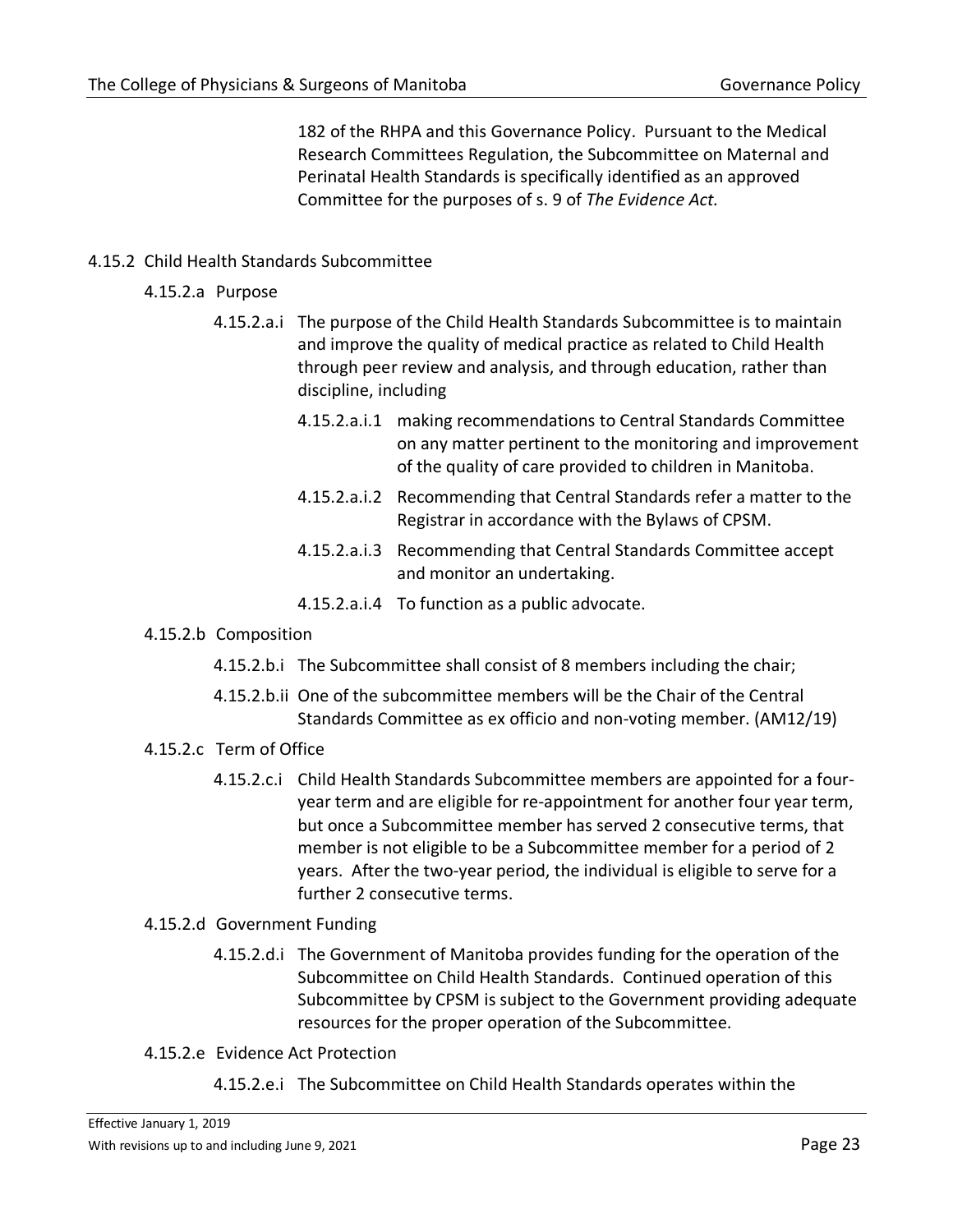182 of the RHPA and this Governance Policy. Pursuant to the Medical Research Committees Regulation, the Subcommittee on Maternal and Perinatal Health Standards is specifically identified as an approved Committee for the purposes of s. 9 of *The Evidence Act.*

4.15.2 Child Health Standards Subcommittee

4.15.2.a Purpose

4.15.2.a.i The purpose of the Child Health Standards Subcommittee is to maintain and improve the quality of medical practice as related to Child Health through peer review and analysis, and through education, rather than discipline, including

4.15.2.a.i.1 making recommendations to Central Standards Committee on any matter pertinent to the monitoring and improvement of the quality of care provided to children in Manitoba.

4.15.2.a.i.2 Recommending that Central Standards refer a matter to the Registrar in accordance with the Bylaws of CPSM.

4.15.2.a.i.3 Recommending that Central Standards Committee accept and monitor an undertaking.

4.15.2.a.i.4 To function as a public advocate.

4.15.2.b Composition

4.15.2.b.i The Subcommittee shall consist of 8 members including the chair;

4.15.2.b.ii One of the subcommittee members will be the Chair of the Central Standards Committee as ex officio and non-voting member. (AM12/19)

4.15.2.c Term of Office

4.15.2.c.i Child Health Standards Subcommittee members are appointed for a four-year term and are eligible for re-appointment for another four year term, but once a Subcommittee member has served 2 consecutive terms, that member is not eligible to be a Subcommittee member for a period of 2 years. After the two-year period, the individual is eligible to serve for a further 2 consecutive terms.

4.15.2.d Government Funding

4.15.2.d.i The Government of Manitoba provides funding for the operation of the Subcommittee on Child Health Standards. Continued operation of this Subcommittee by CPSM is subject to the Government providing adequate resources for the proper operation of the Subcommittee.

4.15.2.e Evidence Act Protection

4.15.2.e.i The Subcommittee on Child Health Standards operates within the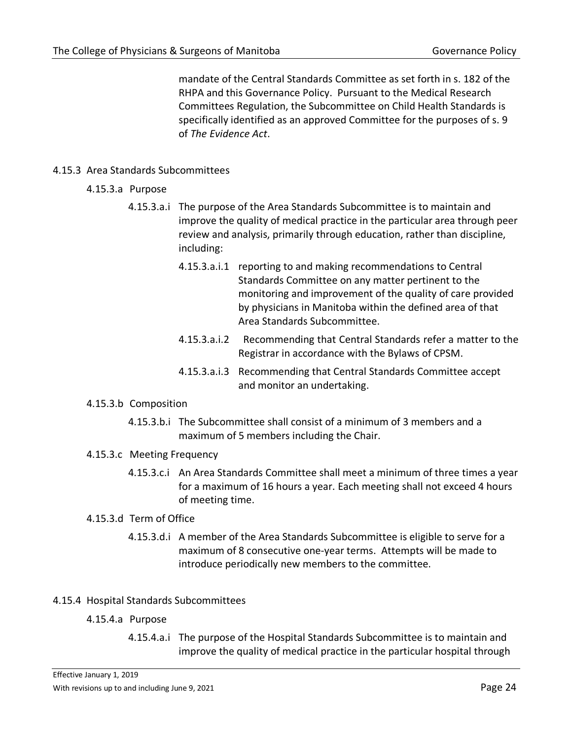mandate of the Central Standards Committee as set forth in s. 182 of the RHPA and this Governance Policy. Pursuant to the Medical Research Committees Regulation, the Subcommittee on Child Health Standards is specifically identified as an approved Committee for the purposes of s. 9 of *The Evidence Act*.

### 4.15.3 Area Standards Subcommittees

#### 4.15.3.a Purpose

4.15.3.a.i The purpose of the Area Standards Subcommittee is to maintain and improve the quality of medical practice in the particular area through peer review and analysis, primarily through education, rather than discipline, including:

- 4.15.3.a.i.1 reporting to and making recommendations to Central Standards Committee on any matter pertinent to the monitoring and improvement of the quality of care provided by physicians in Manitoba within the defined area of that Area Standards Subcommittee.
- 4.15.3.a.i.2 Recommending that Central Standards refer a matter to the Registrar in accordance with the Bylaws of CPSM.
- 4.15.3.a.i.3 Recommending that Central Standards Committee accept and monitor an undertaking.

#### 4.15.3.b Composition

4.15.3.b.i The Subcommittee shall consist of a minimum of 3 members and a maximum of 5 members including the Chair.

#### 4.15.3.c Meeting Frequency

4.15.3.c.i An Area Standards Committee shall meet a minimum of three times a year for a maximum of 16 hours a year. Each meeting shall not exceed 4 hours of meeting time.

#### 4.15.3.d Term of Office

4.15.3.d.i A member of the Area Standards Subcommittee is eligible to serve for a maximum of 8 consecutive one-year terms. Attempts will be made to introduce periodically new members to the committee.

### 4.15.4 Hospital Standards Subcommittees

#### 4.15.4.a Purpose

4.15.4.a.i The purpose of the Hospital Standards Subcommittee is to maintain and improve the quality of medical practice in the particular hospital through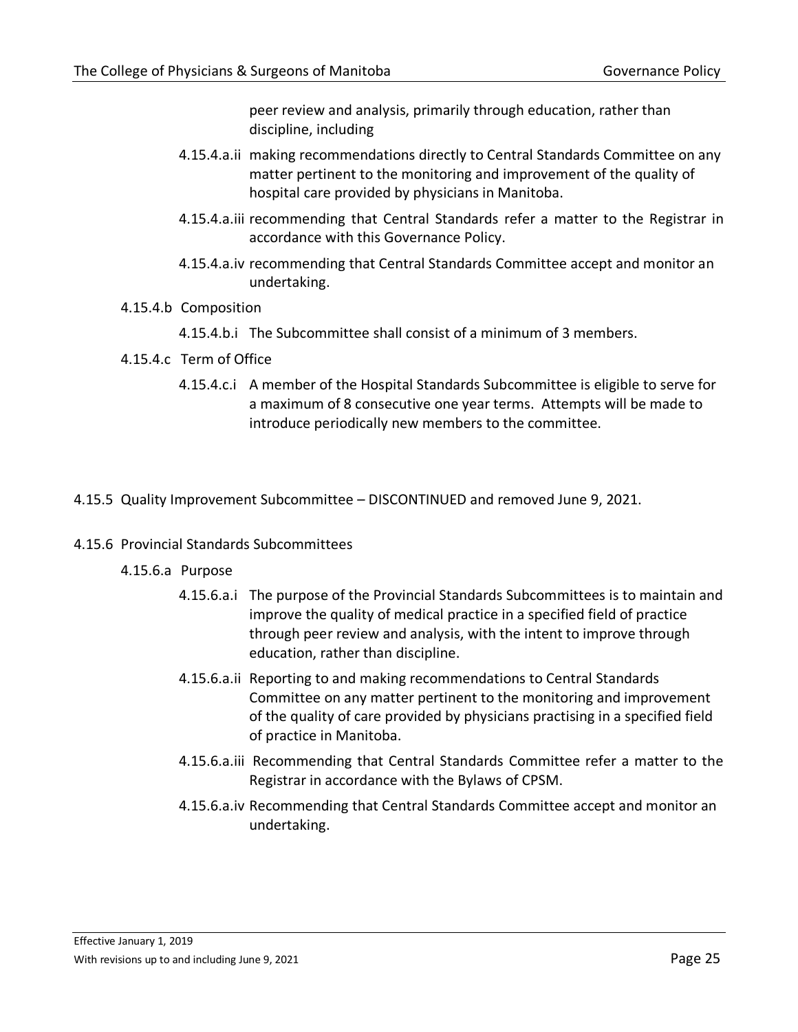peer review and analysis, primarily through education, rather than discipline, including

4.15.4.a.ii making recommendations directly to Central Standards Committee on any matter pertinent to the monitoring and improvement of the quality of hospital care provided by physicians in Manitoba.

4.15.4.a.iii recommending that Central Standards refer a matter to the Registrar in accordance with this Governance Policy.

4.15.4.a.iv recommending that Central Standards Committee accept and monitor an undertaking.

4.15.4.b Composition

4.15.4.b.i The Subcommittee shall consist of a minimum of 3 members.

4.15.4.c Term of Office

4.15.4.c.i A member of the Hospital Standards Subcommittee is eligible to serve for a maximum of 8 consecutive one year terms. Attempts will be made to introduce periodically new members to the committee.

4.15.5 Quality Improvement Subcommittee – DISCONTINUED and removed June 9, 2021.

4.15.6 Provincial Standards Subcommittees

4.15.6.a Purpose

4.15.6.a.i The purpose of the Provincial Standards Subcommittees is to maintain and improve the quality of medical practice in a specified field of practice through peer review and analysis, with the intent to improve through education, rather than discipline.

4.15.6.a.ii Reporting to and making recommendations to Central Standards Committee on any matter pertinent to the monitoring and improvement of the quality of care provided by physicians practising in a specified field of practice in Manitoba.

4.15.6.a.iii Recommending that Central Standards Committee refer a matter to the Registrar in accordance with the Bylaws of CPSM.

4.15.6.a.iv Recommending that Central Standards Committee accept and monitor an undertaking.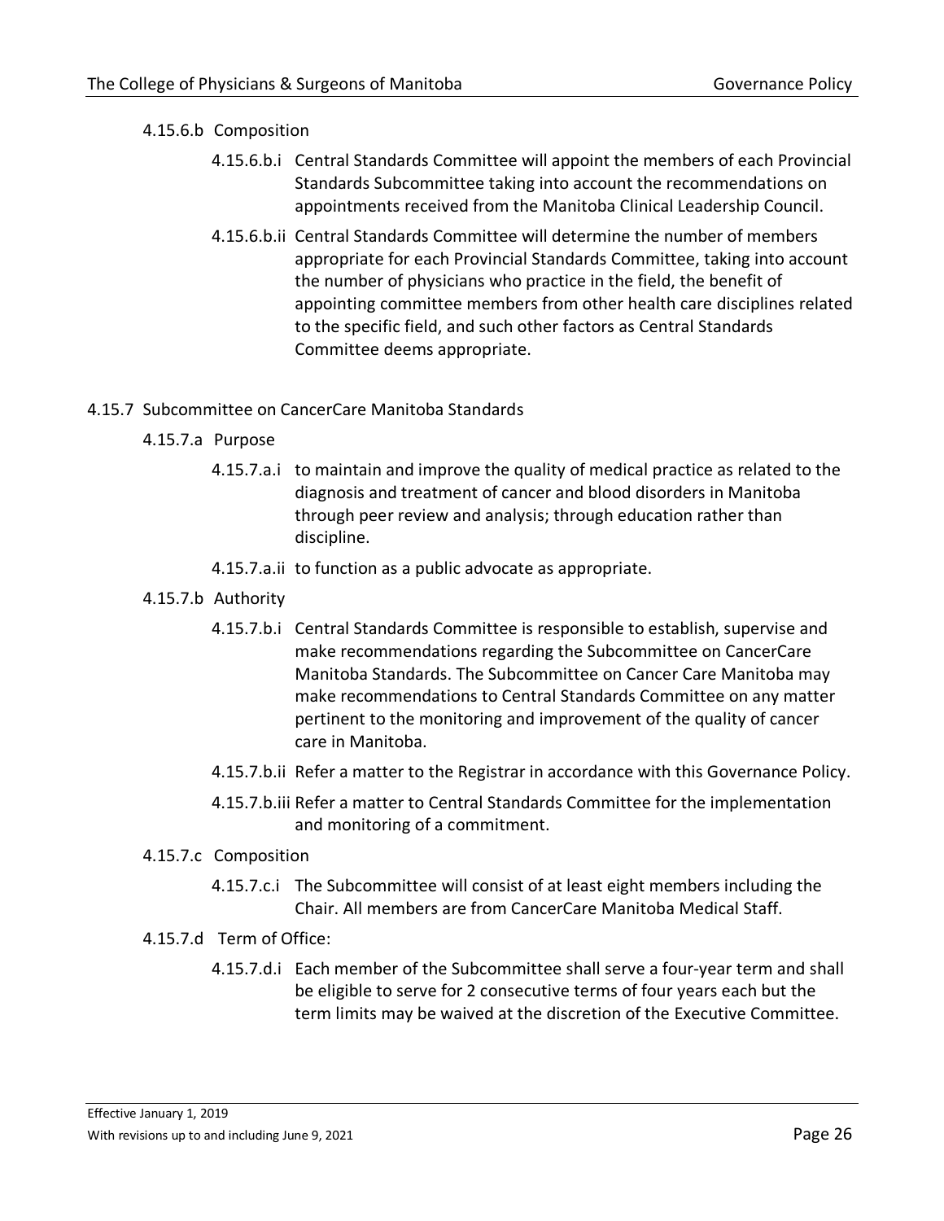4.15.6.b Composition

4.15.6.b.i Central Standards Committee will appoint the members of each Provincial Standards Subcommittee taking into account the recommendations on appointments received from the Manitoba Clinical Leadership Council.

4.15.6.b.ii Central Standards Committee will determine the number of members appropriate for each Provincial Standards Committee, taking into account the number of physicians who practice in the field, the benefit of appointing committee members from other health care disciplines related to the specific field, and such other factors as Central Standards Committee deems appropriate.

4.15.7 Subcommittee on CancerCare Manitoba Standards

4.15.7.a Purpose

4.15.7.a.i to maintain and improve the quality of medical practice as related to the diagnosis and treatment of cancer and blood disorders in Manitoba through peer review and analysis; through education rather than discipline.

4.15.7.a.ii to function as a public advocate as appropriate.

4.15.7.b Authority

4.15.7.b.i Central Standards Committee is responsible to establish, supervise and make recommendations regarding the Subcommittee on CancerCare Manitoba Standards. The Subcommittee on Cancer Care Manitoba may make recommendations to Central Standards Committee on any matter pertinent to the monitoring and improvement of the quality of cancer care in Manitoba.

4.15.7.b.ii Refer a matter to the Registrar in accordance with this Governance Policy.

4.15.7.b.iii Refer a matter to Central Standards Committee for the implementation and monitoring of a commitment.

4.15.7.c Composition

4.15.7.c.i The Subcommittee will consist of at least eight members including the Chair. All members are from CancerCare Manitoba Medical Staff.

4.15.7.d Term of Office:

4.15.7.d.i Each member of the Subcommittee shall serve a four-year term and shall be eligible to serve for 2 consecutive terms of four years each but the term limits may be waived at the discretion of the Executive Committee.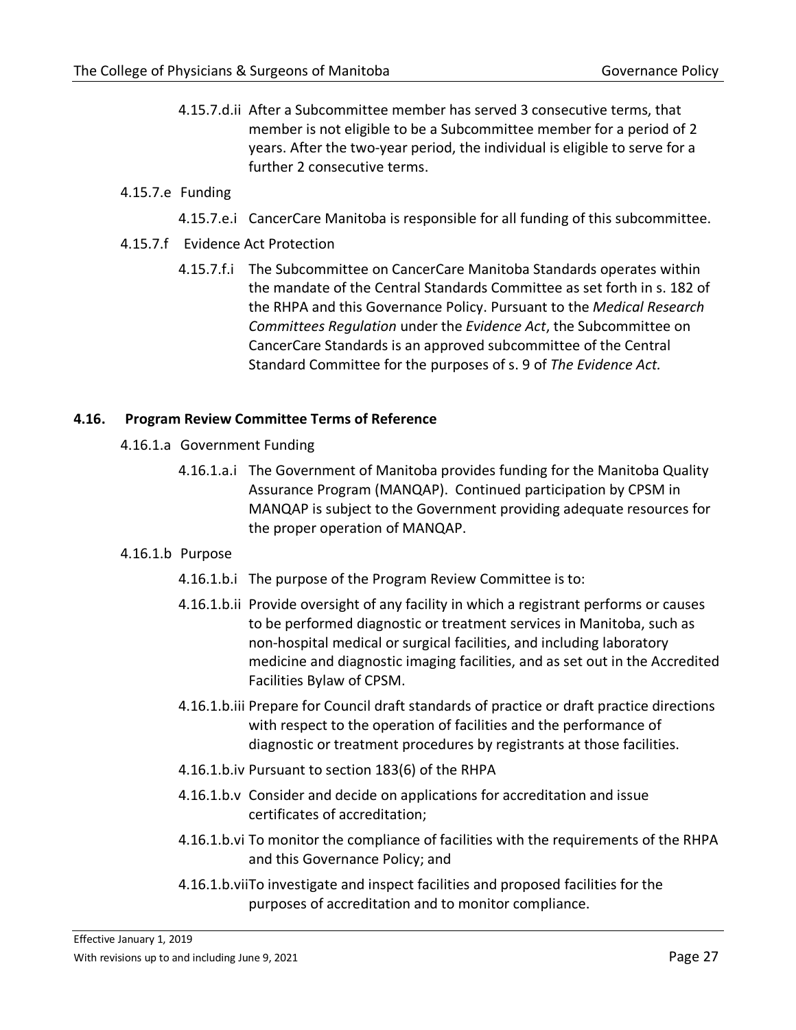4.15.7.d.ii After a Subcommittee member has served 3 consecutive terms, that member is not eligible to be a Subcommittee member for a period of 2 years. After the two-year period, the individual is eligible to serve for a further 2 consecutive terms.

4.15.7.e Funding

4.15.7.e.i CancerCare Manitoba is responsible for all funding of this subcommittee.

4.15.7.f Evidence Act Protection

4.15.7.f.i The Subcommittee on CancerCare Manitoba Standards operates within the mandate of the Central Standards Committee as set forth in s. 182 of the RHPA and this Governance Policy. Pursuant to the *Medical Research Committees Regulation* under the *Evidence Act*, the Subcommittee on CancerCare Standards is an approved subcommittee of the Central Standard Committee for the purposes of s. 9 of *The Evidence Act.*

## 4.16. Program Review Committee Terms of Reference

4.16.1.a Government Funding

4.16.1.a.i The Government of Manitoba provides funding for the Manitoba Quality Assurance Program (MANQAP). Continued participation by CPSM in MANQAP is subject to the Government providing adequate resources for the proper operation of MANQAP.

4.16.1.b Purpose

4.16.1.b.i The purpose of the Program Review Committee is to:

4.16.1.b.ii Provide oversight of any facility in which a registrant performs or causes to be performed diagnostic or treatment services in Manitoba, such as non-hospital medical or surgical facilities, and including laboratory medicine and diagnostic imaging facilities, and as set out in the Accredited Facilities Bylaw of CPSM.

4.16.1.b.iii Prepare for Council draft standards of practice or draft practice directions with respect to the operation of facilities and the performance of diagnostic or treatment procedures by registrants at those facilities.

4.16.1.b.iv Pursuant to section 183(6) of the RHPA

4.16.1.b.v Consider and decide on applications for accreditation and issue certificates of accreditation;

4.16.1.b.vi To monitor the compliance of facilities with the requirements of the RHPA and this Governance Policy; and

4.16.1.b.vii To investigate and inspect facilities and proposed facilities for the purposes of accreditation and to monitor compliance.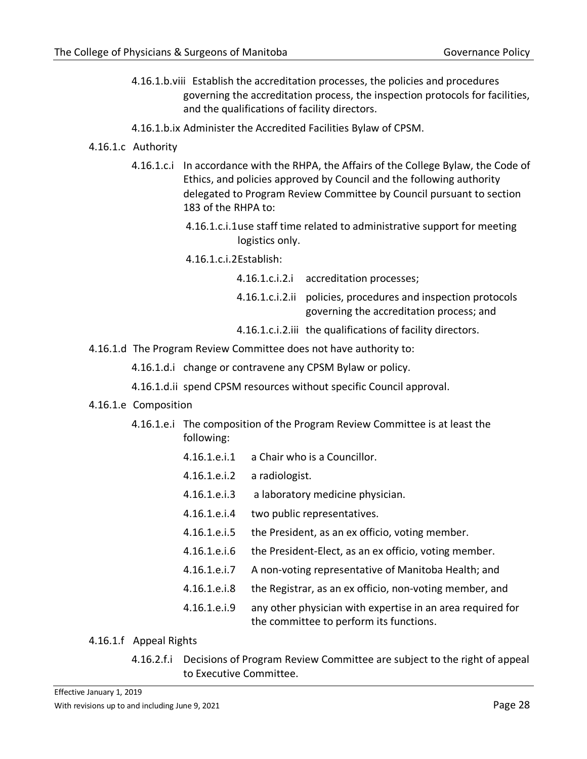4.16.1.b.viii Establish the accreditation processes, the policies and procedures governing the accreditation process, the inspection protocols for facilities, and the qualifications of facility directors.

4.16.1.b.ix Administer the Accredited Facilities Bylaw of CPSM.

4.16.1.c Authority

4.16.1.c.i In accordance with the RHPA, the Affairs of the College Bylaw, the Code of Ethics, and policies approved by Council and the following authority delegated to Program Review Committee by Council pursuant to section 183 of the RHPA to:

4.16.1.c.i.1 use staff time related to administrative support for meeting logistics only.

4.16.1.c.i.2 Establish:

4.16.1.c.i.2.i accreditation processes;

4.16.1.c.i.2.ii policies, procedures and inspection protocols governing the accreditation process; and

4.16.1.c.i.2.iii the qualifications of facility directors.

4.16.1.d The Program Review Committee does not have authority to:

4.16.1.d.i change or contravene any CPSM Bylaw or policy.

4.16.1.d.ii spend CPSM resources without specific Council approval.

4.16.1.e Composition

4.16.1.e.i The composition of the Program Review Committee is at least the following:

4.16.1.e.i.1 a Chair who is a Councillor.

4.16.1.e.i.2 a radiologist.

4.16.1.e.i.3 a laboratory medicine physician.

4.16.1.e.i.4 two public representatives.

4.16.1.e.i.5 the President, as an ex officio, voting member.

4.16.1.e.i.6 the President-Elect, as an ex officio, voting member.

4.16.1.e.i.7 A non-voting representative of Manitoba Health; and

4.16.1.e.i.8 the Registrar, as an ex officio, non-voting member, and

4.16.1.e.i.9 any other physician with expertise in an area required for the committee to perform its functions.

4.16.1.f Appeal Rights

4.16.2.f.i Decisions of Program Review Committee are subject to the right of appeal to Executive Committee.

Effective January 1, 2019

With revisions up to and including June 9, 2021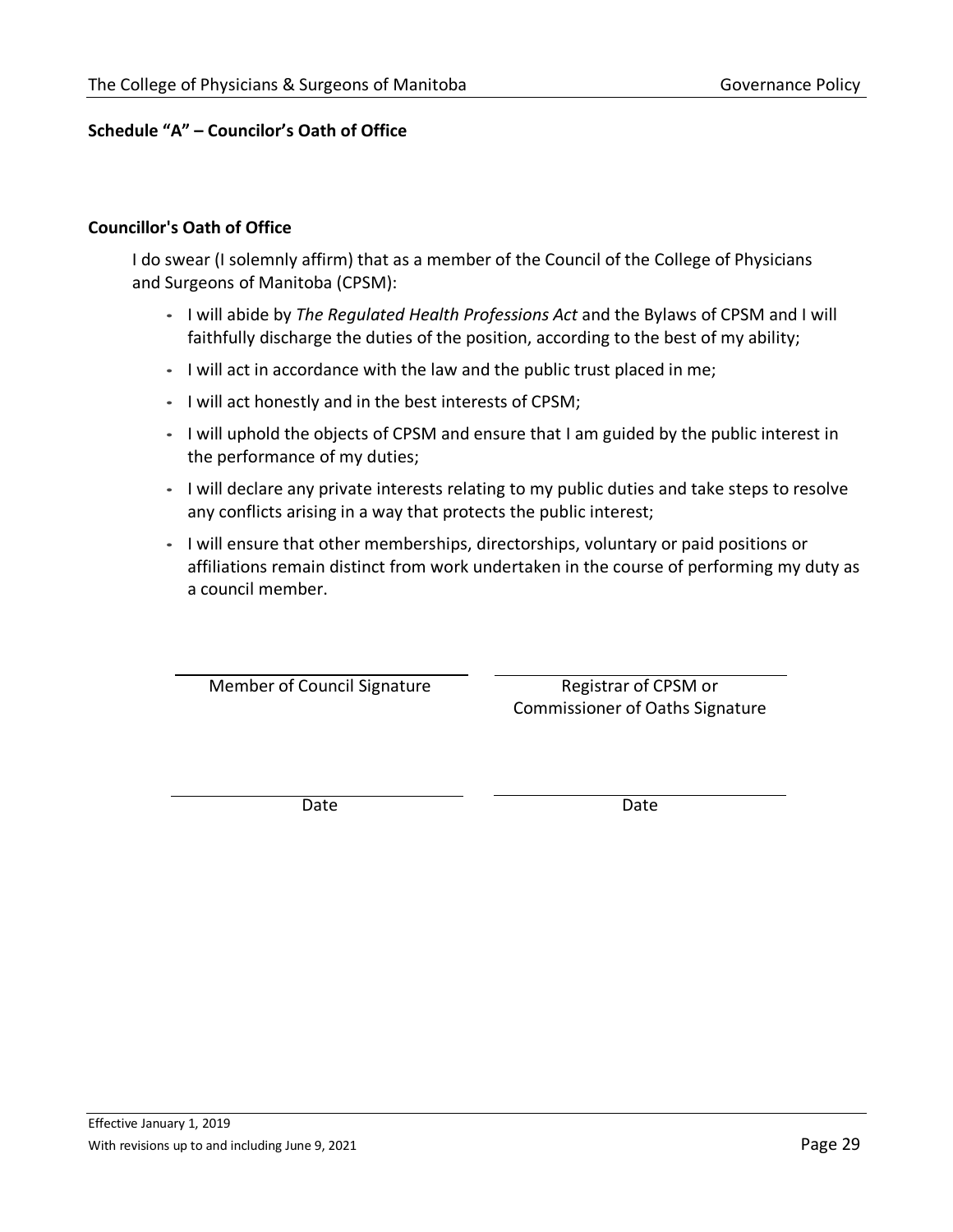**Schedule "A" – Councilor's Oath of Office**

**Councillor's Oath of Office**

I do swear (I solemnly affirm) that as a member of the Council of the College of Physicians and Surgeons of Manitoba (CPSM):

- I will abide by *The Regulated Health Professions Act* and the Bylaws of CPSM and I will faithfully discharge the duties of the position, according to the best of my ability;
- I will act in accordance with the law and the public trust placed in me;
- I will act honestly and in the best interests of CPSM;
- I will uphold the objects of CPSM and ensure that I am guided by the public interest in the performance of my duties;
- I will declare any private interests relating to my public duties and take steps to resolve any conflicts arising in a way that protects the public interest;
- I will ensure that other memberships, directorships, voluntary or paid positions or affiliations remain distinct from work undertaken in the course of performing my duty as a council member.

| ______________________________ | ______________________________ |
|---|---|
| Member of Council Signature | Registrar of CPSM or Commissioner of Oaths Signature |
| ______________________________ | ______________________________ |
| Date | Date |

Effective January 1, 2019
With revisions up to and including June 9, 2021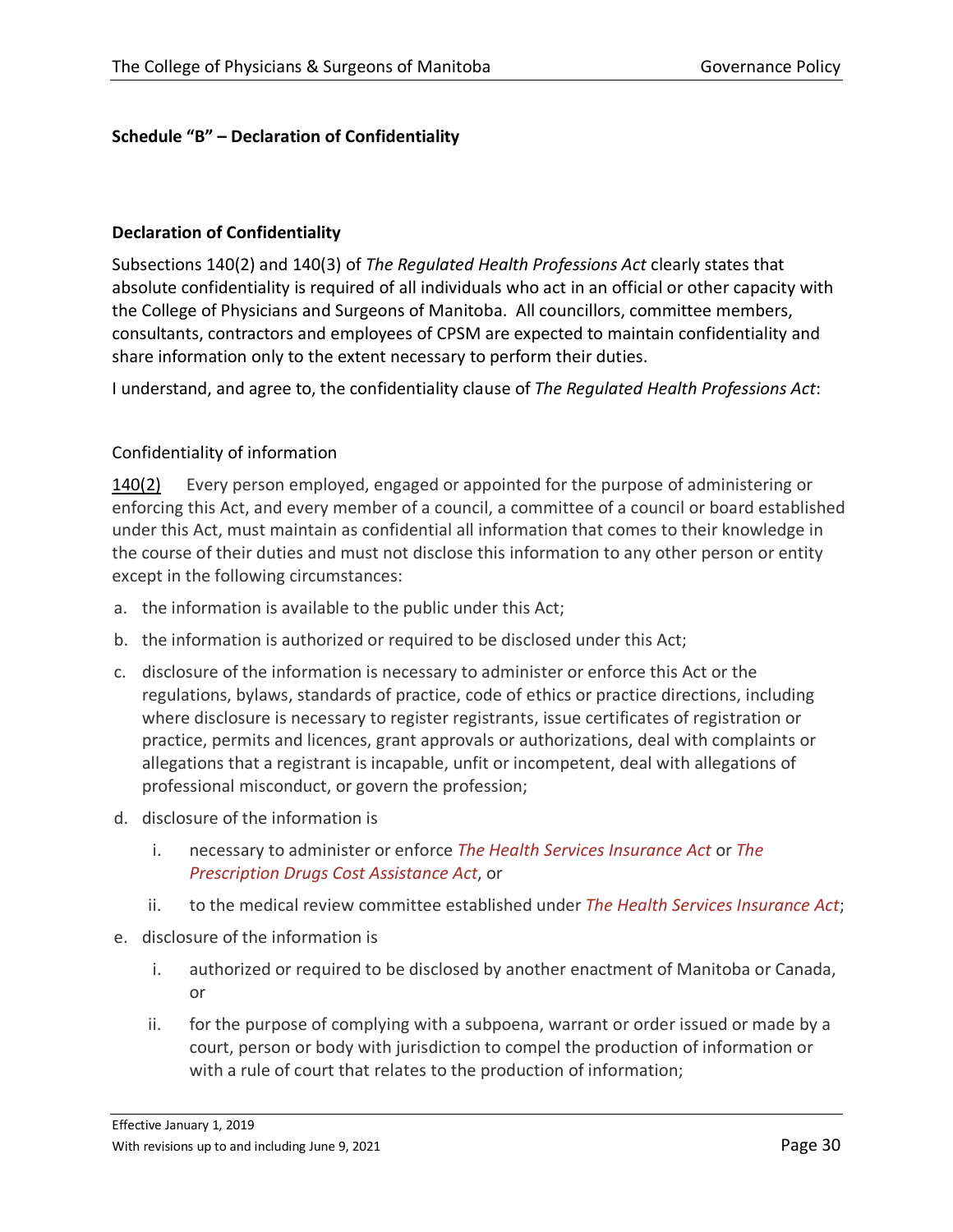**Schedule "B" – Declaration of Confidentiality**

**Declaration of Confidentiality**

Subsections 140(2) and 140(3) of *The Regulated Health Professions Act* clearly states that absolute confidentiality is required of all individuals who act in an official or other capacity with the College of Physicians and Surgeons of Manitoba. All councillors, committee members, consultants, contractors and employees of CPSM are expected to maintain confidentiality and share information only to the extent necessary to perform their duties.

I understand, and agree to, the confidentiality clause of *The Regulated Health Professions Act*:

Confidentiality of information

140(2) Every person employed, engaged or appointed for the purpose of administering or enforcing this Act, and every member of a council, a committee of a council or board established under this Act, must maintain as confidential all information that comes to their knowledge in the course of their duties and must not disclose this information to any other person or entity except in the following circumstances:

a. the information is available to the public under this Act;

b. the information is authorized or required to be disclosed under this Act;

c. disclosure of the information is necessary to administer or enforce this Act or the regulations, bylaws, standards of practice, code of ethics or practice directions, including where disclosure is necessary to register registrants, issue certificates of registration or practice, permits and licences, grant approvals or authorizations, deal with complaints or allegations that a registrant is incapable, unfit or incompetent, deal with allegations of professional misconduct, or govern the profession;

d. disclosure of the information is

   i. necessary to administer or enforce *The Health Services Insurance Act* or *The Prescription Drugs Cost Assistance Act*, or

   ii. to the medical review committee established under *The Health Services Insurance Act*;

e. disclosure of the information is

   i. authorized or required to be disclosed by another enactment of Manitoba or Canada, or

   ii. for the purpose of complying with a subpoena, warrant or order issued or made by a court, person or body with jurisdiction to compel the production of information or with a rule of court that relates to the production of information;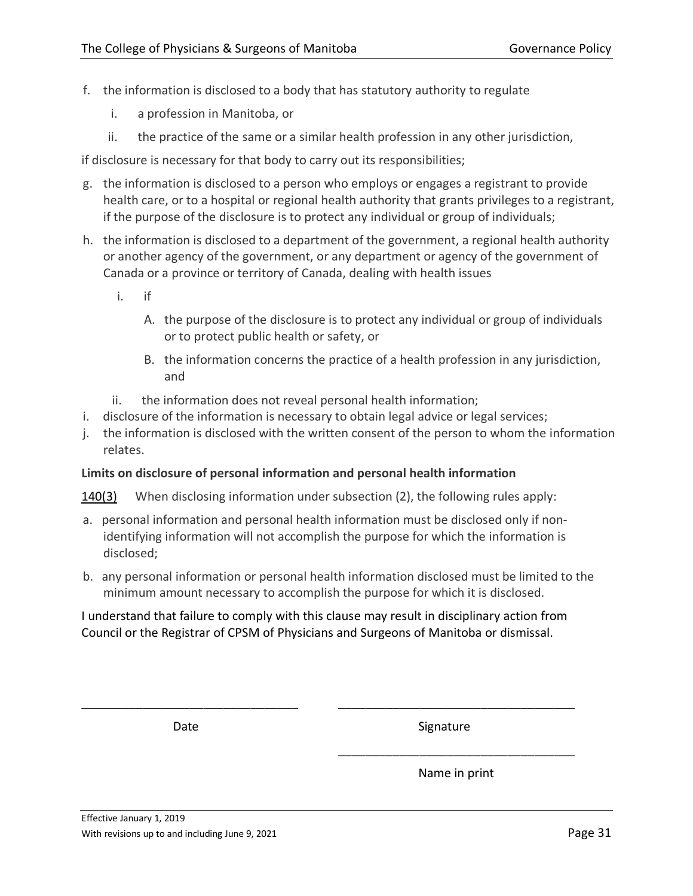f. the information is disclosed to a body that has statutory authority to regulate

   i. a profession in Manitoba, or

   ii. the practice of the same or a similar health profession in any other jurisdiction,

if disclosure is necessary for that body to carry out its responsibilities;

g. the information is disclosed to a person who employs or engages a registrant to provide health care, or to a hospital or regional health authority that grants privileges to a registrant, if the purpose of the disclosure is to protect any individual or group of individuals;

h. the information is disclosed to a department of the government, a regional health authority or another agency of the government, or any department or agency of the government of Canada or a province or territory of Canada, dealing with health issues

   i. if

      A. the purpose of the disclosure is to protect any individual or group of individuals or to protect public health or safety, or

      B. the information concerns the practice of a health profession in any jurisdiction, and

   ii. the information does not reveal personal health information;

i. disclosure of the information is necessary to obtain legal advice or legal services;

j. the information is disclosed with the written consent of the person to whom the information relates.

**Limits on disclosure of personal information and personal health information**

140(3) When disclosing information under subsection (2), the following rules apply:

a. personal information and personal health information must be disclosed only if non-identifying information will not accomplish the purpose for which the information is disclosed;

b. any personal information or personal health information disclosed must be limited to the minimum amount necessary to accomplish the purpose for which it is disclosed.

I understand that failure to comply with this clause may result in disciplinary action from Council or the Registrar of CPSM of Physicians and Surgeons of Manitoba or dismissal.

________________________________ ________________________________

Date Signature

________________________________

Name in print

Effective January 1, 2019

With revisions up to and including June 9, 2021